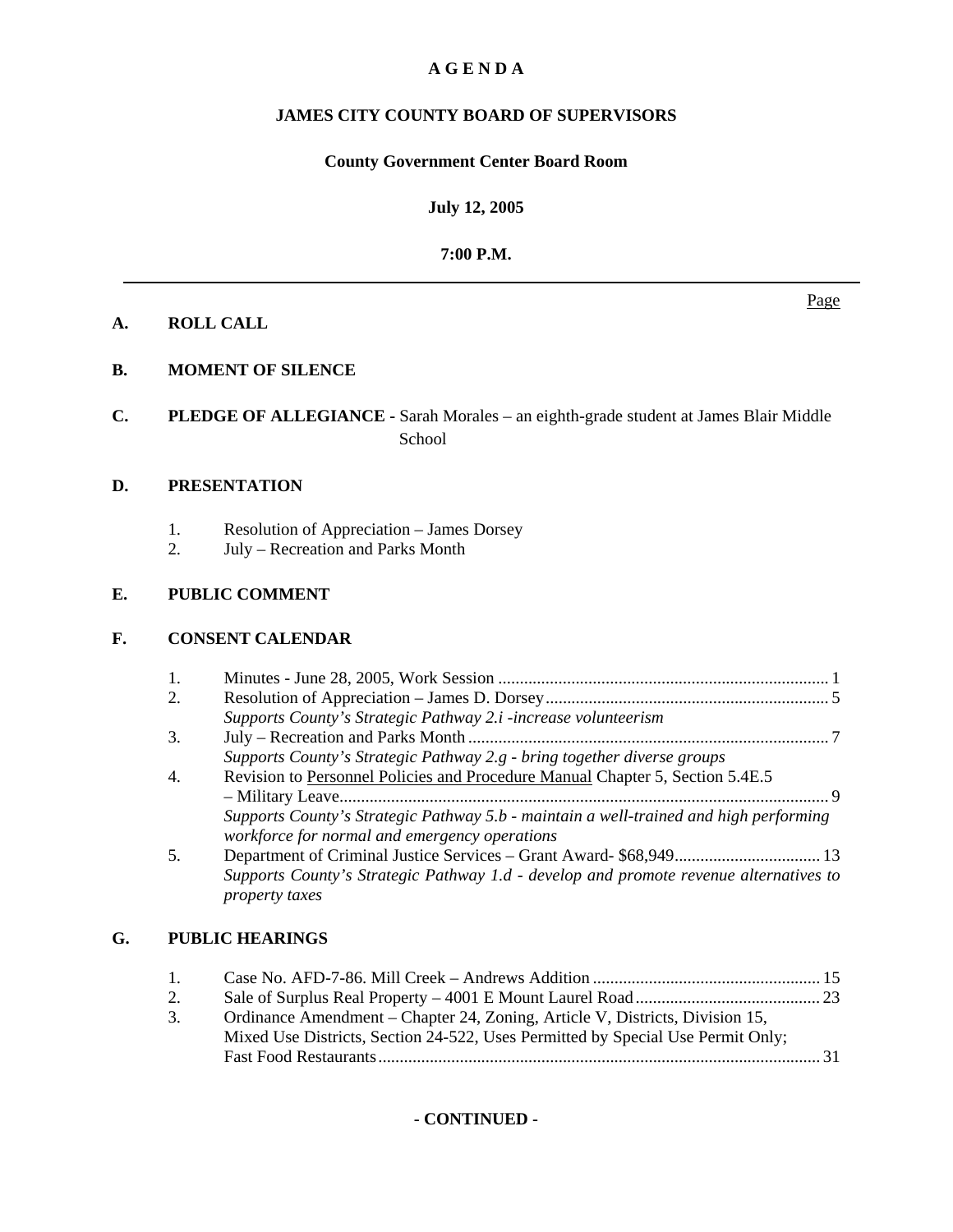# A G E N D A

## JAMES CITY COUNTY BOARD OF SUPERVISORS

### County Government Center Board Room

### July 12, 2005

### 7:00 P.M.

---

Page

**A. ROLL CALL**

**B. MOMENT OF SILENCE**

**C. PLEDGE OF ALLEGIANCE -** Sarah Morales – an eighth-grade student at James Blair Middle School

**D. PRESENTATION**

1. Resolution of Appreciation – James Dorsey
2. July – Recreation and Parks Month

**E. PUBLIC COMMENT**

**F. CONSENT CALENDAR**

1. Minutes - June 28, 2005, Work Session ............................................................................ 1
2. Resolution of Appreciation – James D. Dorsey ................................................................. 5
   *Supports County's Strategic Pathway 2.i -increase volunteerism*
3. July – Recreation and Parks Month ................................................................................... 7
   *Supports County's Strategic Pathway 2.g - bring together diverse groups*
4. Revision to Personnel Policies and Procedure Manual Chapter 5, Section 5.4E.5 – Military Leave................................................................................................................. 9
   *Supports County's Strategic Pathway 5.b - maintain a well-trained and high performing workforce for normal and emergency operations*
5. Department of Criminal Justice Services – Grant Award- $68,949.................................. 13
   *Supports County's Strategic Pathway 1.d - develop and promote revenue alternatives to property taxes*

**G. PUBLIC HEARINGS**

1. Case No. AFD-7-86. Mill Creek – Andrews Addition .................................................... 15
2. Sale of Surplus Real Property – 4001 E Mount Laurel Road ........................................... 23
3. Ordinance Amendment – Chapter 24, Zoning, Article V, Districts, Division 15, Mixed Use Districts, Section 24-522, Uses Permitted by Special Use Permit Only; Fast Food Restaurants...................................................................................................... 31

**- CONTINUED -**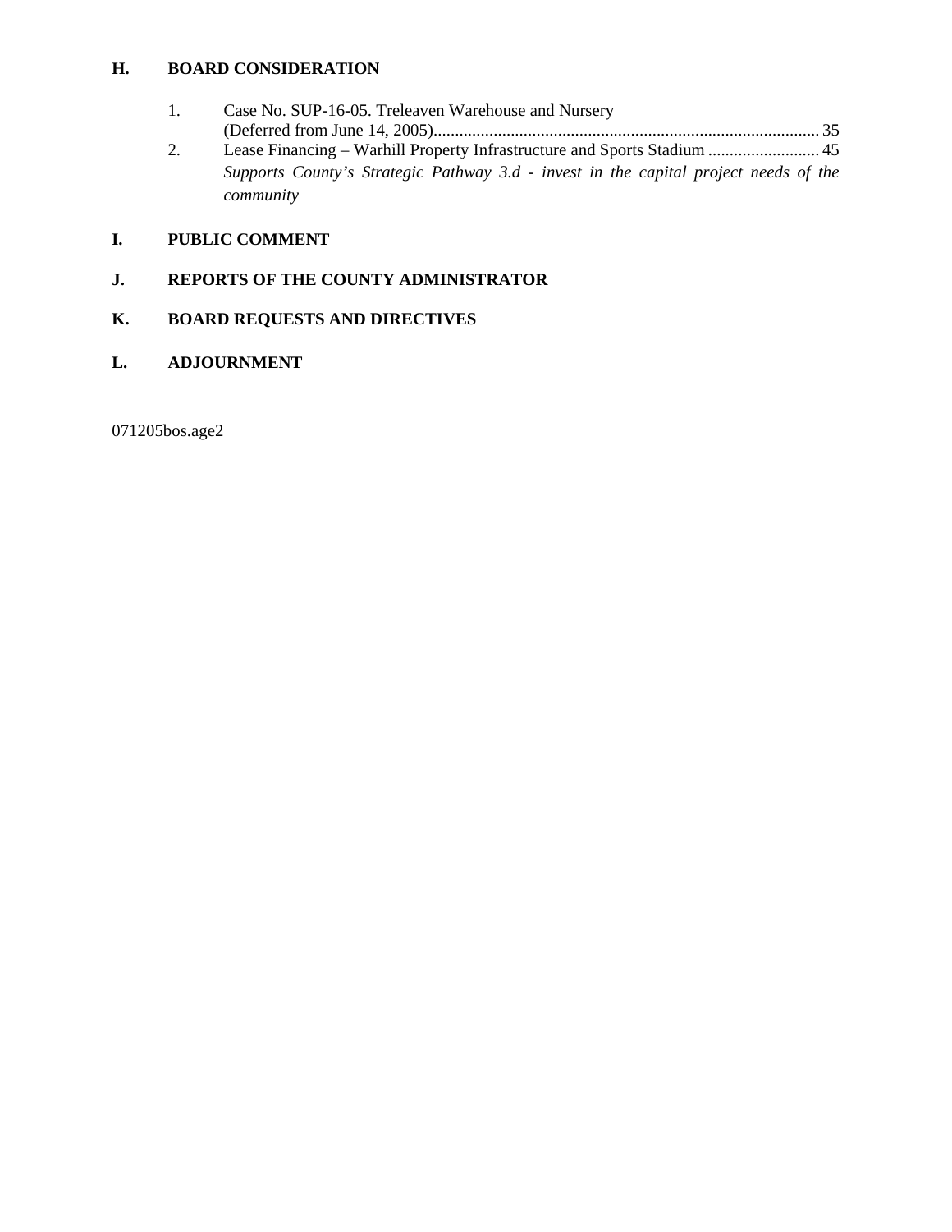## H. BOARD CONSIDERATION

1. Case No. SUP-16-05. Treleaven Warehouse and Nursery (Deferred from June 14, 2005)........................................................................................ 35
2. Lease Financing – Warhill Property Infrastructure and Sports Stadium .......................... 45
   *Supports County's Strategic Pathway 3.d - invest in the capital project needs of the community*

## I. PUBLIC COMMENT

## J. REPORTS OF THE COUNTY ADMINISTRATOR

## K. BOARD REQUESTS AND DIRECTIVES

## L. ADJOURNMENT

071205bos.age2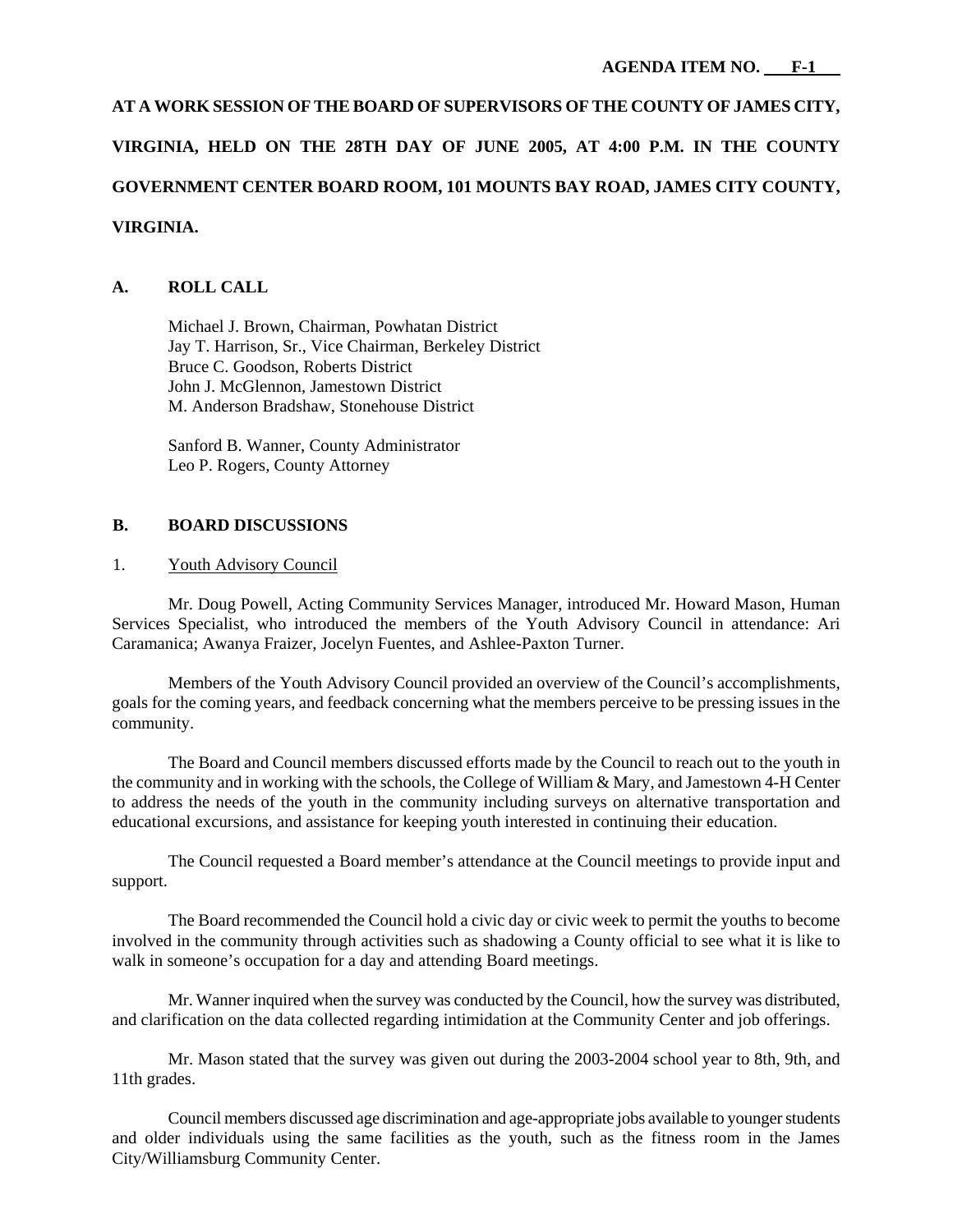**AGENDA ITEM NO. F-1**

**AT A WORK SESSION OF THE BOARD OF SUPERVISORS OF THE COUNTY OF JAMES CITY, VIRGINIA, HELD ON THE 28TH DAY OF JUNE 2005, AT 4:00 P.M. IN THE COUNTY GOVERNMENT CENTER BOARD ROOM, 101 MOUNTS BAY ROAD, JAMES CITY COUNTY, VIRGINIA.**

## A. ROLL CALL

Michael J. Brown, Chairman, Powhatan District
Jay T. Harrison, Sr., Vice Chairman, Berkeley District
Bruce C. Goodson, Roberts District
John J. McGlennon, Jamestown District
M. Anderson Bradshaw, Stonehouse District

Sanford B. Wanner, County Administrator
Leo P. Rogers, County Attorney

## B. BOARD DISCUSSIONS

1. Youth Advisory Council

Mr. Doug Powell, Acting Community Services Manager, introduced Mr. Howard Mason, Human Services Specialist, who introduced the members of the Youth Advisory Council in attendance: Ari Caramanica; Awanya Fraizer, Jocelyn Fuentes, and Ashlee-Paxton Turner.

Members of the Youth Advisory Council provided an overview of the Council's accomplishments, goals for the coming years, and feedback concerning what the members perceive to be pressing issues in the community.

The Board and Council members discussed efforts made by the Council to reach out to the youth in the community and in working with the schools, the College of William & Mary, and Jamestown 4-H Center to address the needs of the youth in the community including surveys on alternative transportation and educational excursions, and assistance for keeping youth interested in continuing their education.

The Council requested a Board member's attendance at the Council meetings to provide input and support.

The Board recommended the Council hold a civic day or civic week to permit the youths to become involved in the community through activities such as shadowing a County official to see what it is like to walk in someone's occupation for a day and attending Board meetings.

Mr. Wanner inquired when the survey was conducted by the Council, how the survey was distributed, and clarification on the data collected regarding intimidation at the Community Center and job offerings.

Mr. Mason stated that the survey was given out during the 2003-2004 school year to 8th, 9th, and 11th grades.

Council members discussed age discrimination and age-appropriate jobs available to younger students and older individuals using the same facilities as the youth, such as the fitness room in the James City/Williamsburg Community Center.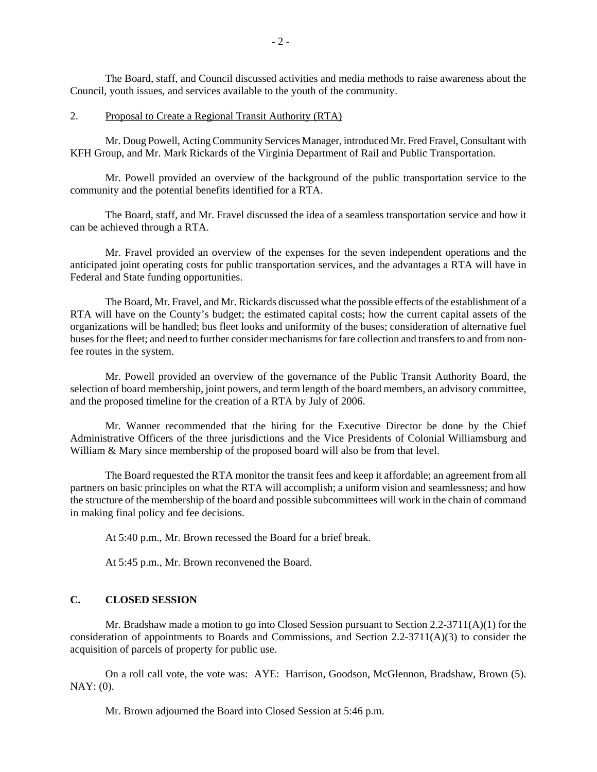The Board, staff, and Council discussed activities and media methods to raise awareness about the Council, youth issues, and services available to the youth of the community.

2. Proposal to Create a Regional Transit Authority (RTA)

Mr. Doug Powell, Acting Community Services Manager, introduced Mr. Fred Fravel, Consultant with KFH Group, and Mr. Mark Rickards of the Virginia Department of Rail and Public Transportation.

Mr. Powell provided an overview of the background of the public transportation service to the community and the potential benefits identified for a RTA.

The Board, staff, and Mr. Fravel discussed the idea of a seamless transportation service and how it can be achieved through a RTA.

Mr. Fravel provided an overview of the expenses for the seven independent operations and the anticipated joint operating costs for public transportation services, and the advantages a RTA will have in Federal and State funding opportunities.

The Board, Mr. Fravel, and Mr. Rickards discussed what the possible effects of the establishment of a RTA will have on the County's budget; the estimated capital costs; how the current capital assets of the organizations will be handled; bus fleet looks and uniformity of the buses; consideration of alternative fuel buses for the fleet; and need to further consider mechanisms for fare collection and transfers to and from non-fee routes in the system.

Mr. Powell provided an overview of the governance of the Public Transit Authority Board, the selection of board membership, joint powers, and term length of the board members, an advisory committee, and the proposed timeline for the creation of a RTA by July of 2006.

Mr. Wanner recommended that the hiring for the Executive Director be done by the Chief Administrative Officers of the three jurisdictions and the Vice Presidents of Colonial Williamsburg and William & Mary since membership of the proposed board will also be from that level.

The Board requested the RTA monitor the transit fees and keep it affordable; an agreement from all partners on basic principles on what the RTA will accomplish; a uniform vision and seamlessness; and how the structure of the membership of the board and possible subcommittees will work in the chain of command in making final policy and fee decisions.

At 5:40 p.m., Mr. Brown recessed the Board for a brief break.

At 5:45 p.m., Mr. Brown reconvened the Board.

## C. CLOSED SESSION

Mr. Bradshaw made a motion to go into Closed Session pursuant to Section 2.2-3711(A)(1) for the consideration of appointments to Boards and Commissions, and Section 2.2-3711(A)(3) to consider the acquisition of parcels of property for public use.

On a roll call vote, the vote was: AYE: Harrison, Goodson, McGlennon, Bradshaw, Brown (5). NAY: (0).

Mr. Brown adjourned the Board into Closed Session at 5:46 p.m.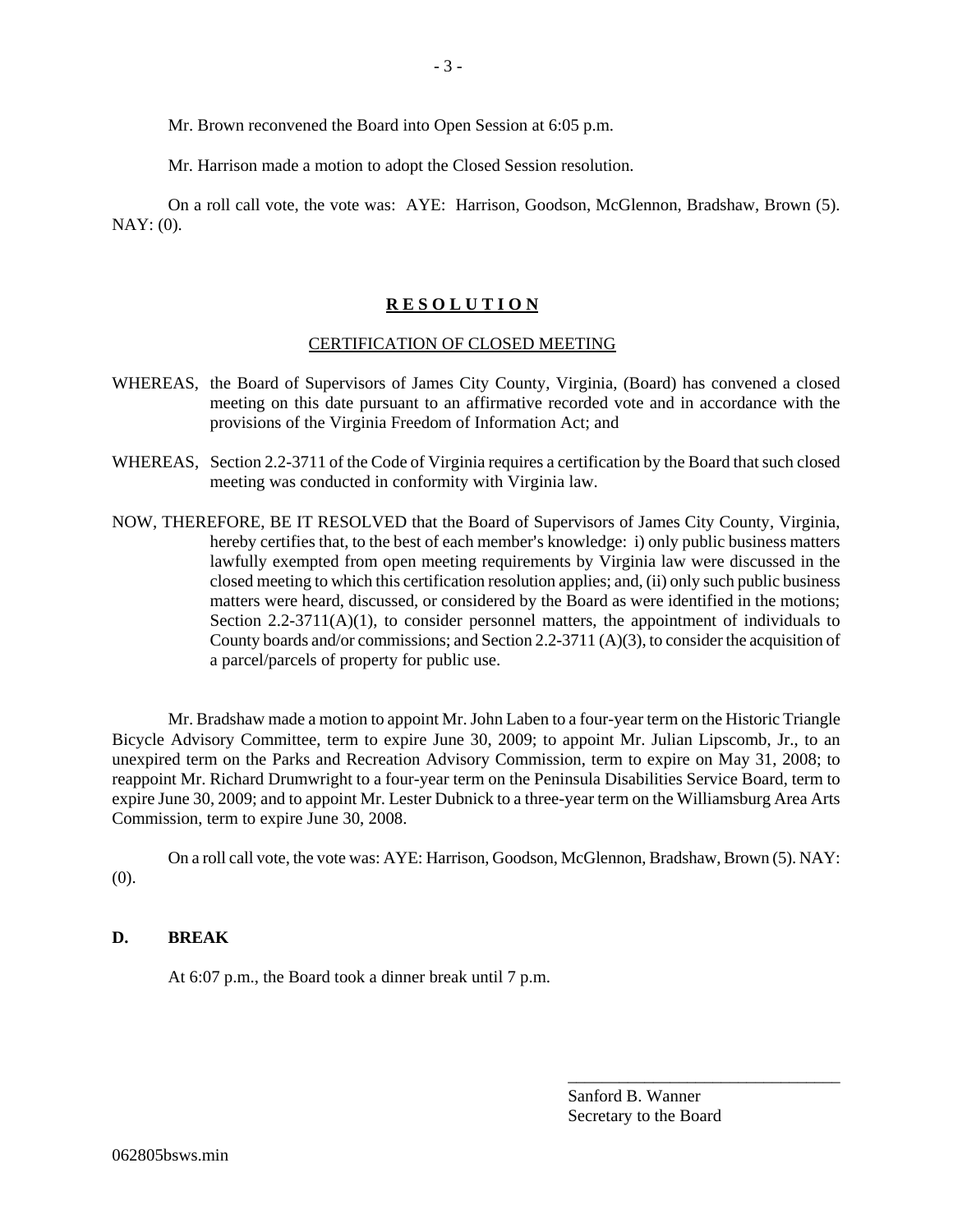Mr. Brown reconvened the Board into Open Session at 6:05 p.m.

Mr. Harrison made a motion to adopt the Closed Session resolution.

On a roll call vote, the vote was: AYE: Harrison, Goodson, McGlennon, Bradshaw, Brown (5). NAY: (0).

## **R E S O L U T I O N**

CERTIFICATION OF CLOSED MEETING

WHEREAS, the Board of Supervisors of James City County, Virginia, (Board) has convened a closed meeting on this date pursuant to an affirmative recorded vote and in accordance with the provisions of the Virginia Freedom of Information Act; and

WHEREAS, Section 2.2-3711 of the Code of Virginia requires a certification by the Board that such closed meeting was conducted in conformity with Virginia law.

NOW, THEREFORE, BE IT RESOLVED that the Board of Supervisors of James City County, Virginia, hereby certifies that, to the best of each member's knowledge: i) only public business matters lawfully exempted from open meeting requirements by Virginia law were discussed in the closed meeting to which this certification resolution applies; and, (ii) only such public business matters were heard, discussed, or considered by the Board as were identified in the motions; Section 2.2-3711(A)(1), to consider personnel matters, the appointment of individuals to County boards and/or commissions; and Section 2.2-3711 (A)(3), to consider the acquisition of a parcel/parcels of property for public use.

Mr. Bradshaw made a motion to appoint Mr. John Laben to a four-year term on the Historic Triangle Bicycle Advisory Committee, term to expire June 30, 2009; to appoint Mr. Julian Lipscomb, Jr., to an unexpired term on the Parks and Recreation Advisory Commission, term to expire on May 31, 2008; to reappoint Mr. Richard Drumwright to a four-year term on the Peninsula Disabilities Service Board, term to expire June 30, 2009; and to appoint Mr. Lester Dubnick to a three-year term on the Williamsburg Area Arts Commission, term to expire June 30, 2008.

On a roll call vote, the vote was: AYE: Harrison, Goodson, McGlennon, Bradshaw, Brown (5). NAY: (0).

### **D. BREAK**

At 6:07 p.m., the Board took a dinner break until 7 p.m.

\_\_\_\_\_\_\_\_\_\_\_\_\_\_\_\_\_\_\_\_\_\_\_\_\_\_\_\_\_\_\_\_

Sanford B. Wanner  
Secretary to the Board

062805bsws.min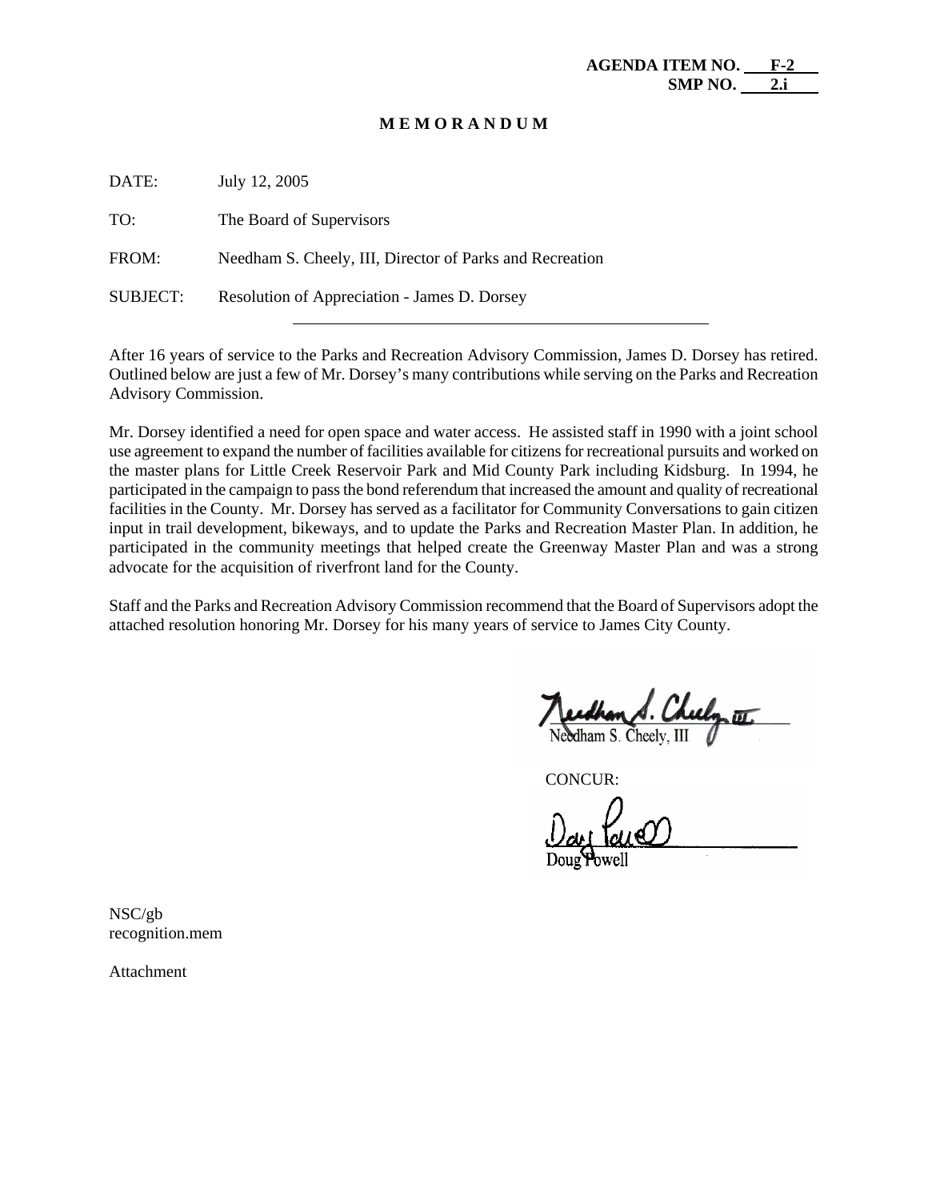**AGENDA ITEM NO. F-2**
**SMP NO. 2.i**

**M E M O R A N D U M**

DATE: July 12, 2005

TO: The Board of Supervisors

FROM: Needham S. Cheely, III, Director of Parks and Recreation

SUBJECT: Resolution of Appreciation - James D. Dorsey

---

After 16 years of service to the Parks and Recreation Advisory Commission, James D. Dorsey has retired. Outlined below are just a few of Mr. Dorsey's many contributions while serving on the Parks and Recreation Advisory Commission.

Mr. Dorsey identified a need for open space and water access. He assisted staff in 1990 with a joint school use agreement to expand the number of facilities available for citizens for recreational pursuits and worked on the master plans for Little Creek Reservoir Park and Mid County Park including Kidsburg. In 1994, he participated in the campaign to pass the bond referendum that increased the amount and quality of recreational facilities in the County. Mr. Dorsey has served as a facilitator for Community Conversations to gain citizen input in trail development, bikeways, and to update the Parks and Recreation Master Plan. In addition, he participated in the community meetings that helped create the Greenway Master Plan and was a strong advocate for the acquisition of riverfront land for the County.

Staff and the Parks and Recreation Advisory Commission recommend that the Board of Supervisors adopt the attached resolution honoring Mr. Dorsey for his many years of service to James City County.

Needham S. Cheely, III

CONCUR:

Doug Powell

NSC/gb
recognition.mem

Attachment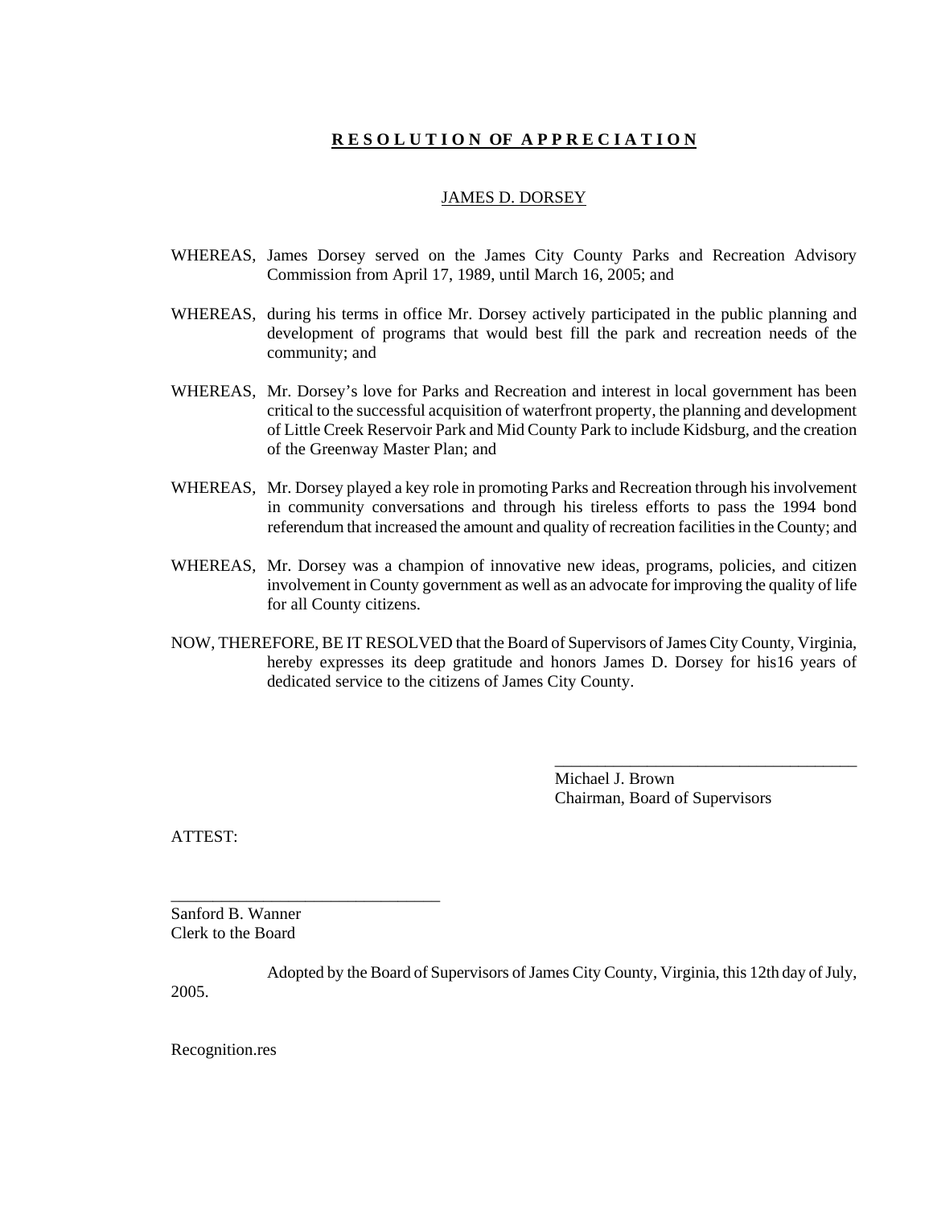# RESOLUTION OF APPRECIATION

## JAMES D. DORSEY

WHEREAS, James Dorsey served on the James City County Parks and Recreation Advisory Commission from April 17, 1989, until March 16, 2005; and

WHEREAS, during his terms in office Mr. Dorsey actively participated in the public planning and development of programs that would best fill the park and recreation needs of the community; and

WHEREAS, Mr. Dorsey's love for Parks and Recreation and interest in local government has been critical to the successful acquisition of waterfront property, the planning and development of Little Creek Reservoir Park and Mid County Park to include Kidsburg, and the creation of the Greenway Master Plan; and

WHEREAS, Mr. Dorsey played a key role in promoting Parks and Recreation through his involvement in community conversations and through his tireless efforts to pass the 1994 bond referendum that increased the amount and quality of recreation facilities in the County; and

WHEREAS, Mr. Dorsey was a champion of innovative new ideas, programs, policies, and citizen involvement in County government as well as an advocate for improving the quality of life for all County citizens.

NOW, THEREFORE, BE IT RESOLVED that the Board of Supervisors of James City County, Virginia, hereby expresses its deep gratitude and honors James D. Dorsey for his16 years of dedicated service to the citizens of James City County.

____________________________________
Michael J. Brown
Chairman, Board of Supervisors

ATTEST:

________________________________
Sanford B. Wanner
Clerk to the Board

Adopted by the Board of Supervisors of James City County, Virginia, this 12th day of July, 2005.

Recognition.res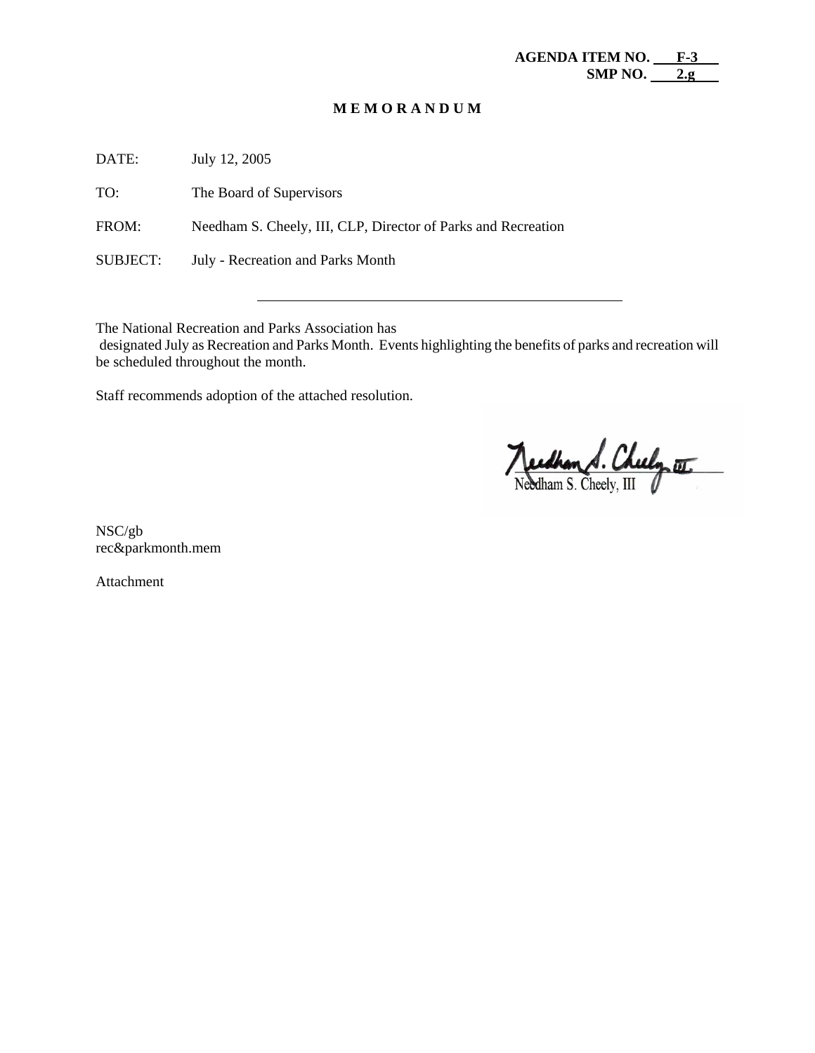**AGENDA ITEM NO. F-3**
**SMP NO. 2.g**

**M E M O R A N D U M**

DATE: July 12, 2005

TO: The Board of Supervisors

FROM: Needham S. Cheely, III, CLP, Director of Parks and Recreation

SUBJECT: July - Recreation and Parks Month

---

The National Recreation and Parks Association has designated July as Recreation and Parks Month. Events highlighting the benefits of parks and recreation will be scheduled throughout the month.

Staff recommends adoption of the attached resolution.

Needham S. Cheely, III

NSC/gb
rec&parkmonth.mem

Attachment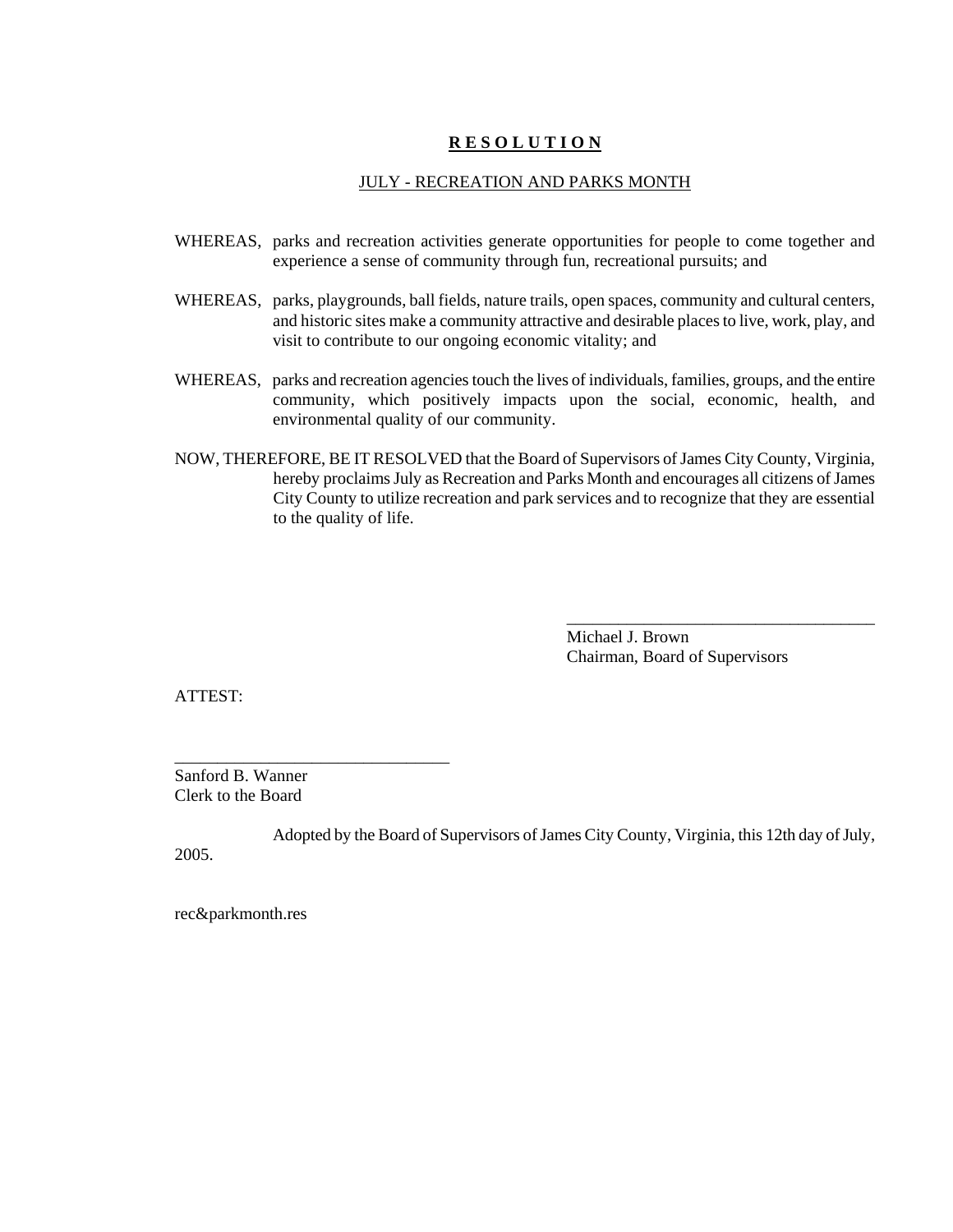**R E S O L U T I O N**

JULY - RECREATION AND PARKS MONTH

WHEREAS, parks and recreation activities generate opportunities for people to come together and experience a sense of community through fun, recreational pursuits; and

WHEREAS, parks, playgrounds, ball fields, nature trails, open spaces, community and cultural centers, and historic sites make a community attractive and desirable places to live, work, play, and visit to contribute to our ongoing economic vitality; and

WHEREAS, parks and recreation agencies touch the lives of individuals, families, groups, and the entire community, which positively impacts upon the social, economic, health, and environmental quality of our community.

NOW, THEREFORE, BE IT RESOLVED that the Board of Supervisors of James City County, Virginia, hereby proclaims July as Recreation and Parks Month and encourages all citizens of James City County to utilize recreation and park services and to recognize that they are essential to the quality of life.

\_\_\_\_\_\_\_\_\_\_\_\_\_\_\_\_\_\_\_\_\_\_\_\_\_\_\_\_\_\_\_\_\_\_\_\_\_\_\_\_
Michael J. Brown
Chairman, Board of Supervisors

ATTEST:

\_\_\_\_\_\_\_\_\_\_\_\_\_\_\_\_\_\_\_\_\_\_\_\_\_\_\_\_\_\_\_\_\_\_\_\_
Sanford B. Wanner
Clerk to the Board

Adopted by the Board of Supervisors of James City County, Virginia, this 12th day of July, 2005.

rec&parkmonth.res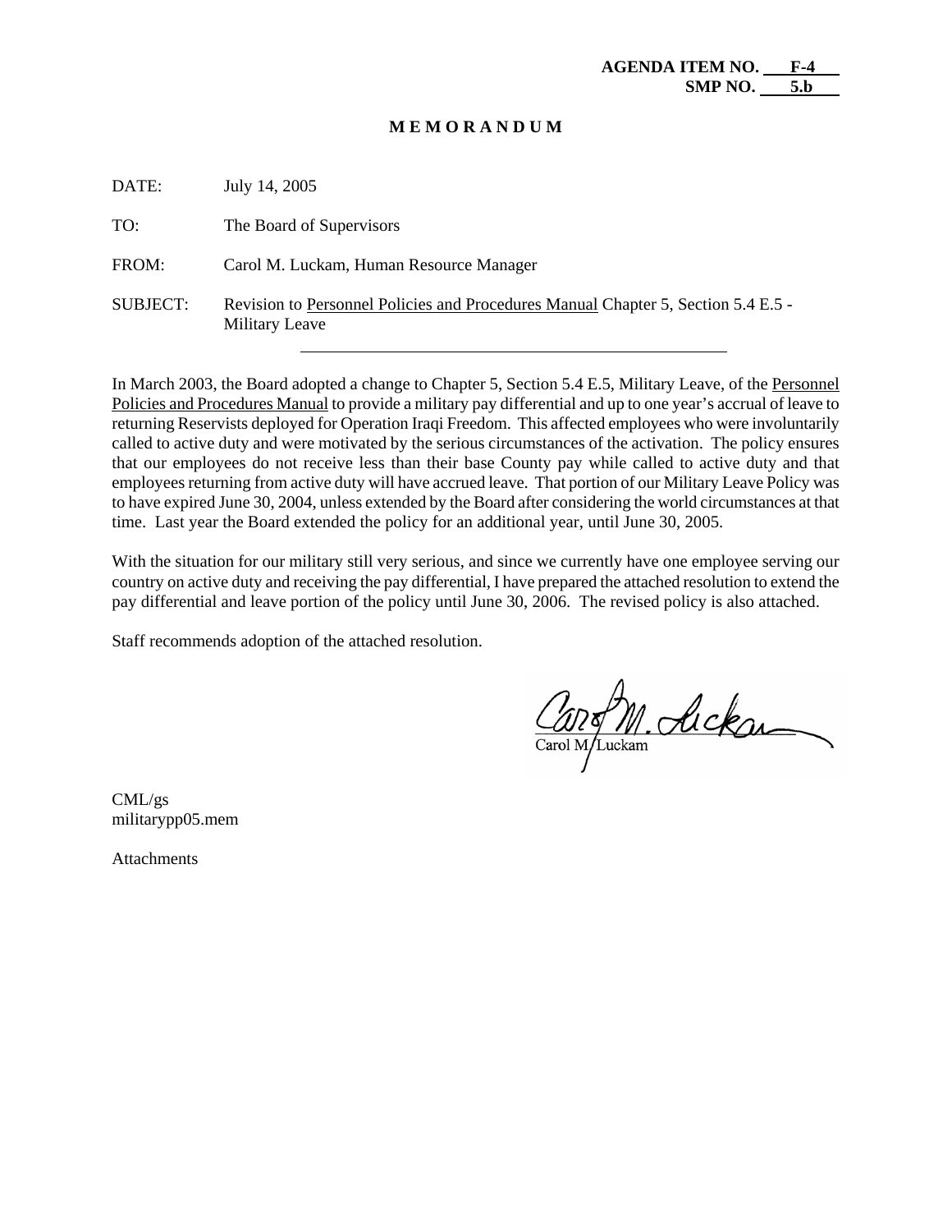**AGENDA ITEM NO. F-4**
**SMP NO. 5.b**

**M E M O R A N D U M**

DATE: July 14, 2005

TO: The Board of Supervisors

FROM: Carol M. Luckam, Human Resource Manager

SUBJECT: Revision to Personnel Policies and Procedures Manual Chapter 5, Section 5.4 E.5 - Military Leave

---

In March 2003, the Board adopted a change to Chapter 5, Section 5.4 E.5, Military Leave, of the Personnel Policies and Procedures Manual to provide a military pay differential and up to one year's accrual of leave to returning Reservists deployed for Operation Iraqi Freedom. This affected employees who were involuntarily called to active duty and were motivated by the serious circumstances of the activation. The policy ensures that our employees do not receive less than their base County pay while called to active duty and that employees returning from active duty will have accrued leave. That portion of our Military Leave Policy was to have expired June 30, 2004, unless extended by the Board after considering the world circumstances at that time. Last year the Board extended the policy for an additional year, until June 30, 2005.

With the situation for our military still very serious, and since we currently have one employee serving our country on active duty and receiving the pay differential, I have prepared the attached resolution to extend the pay differential and leave portion of the policy until June 30, 2006. The revised policy is also attached.

Staff recommends adoption of the attached resolution.

Carol M. Luckam

CML/gs
militarypp05.mem

Attachments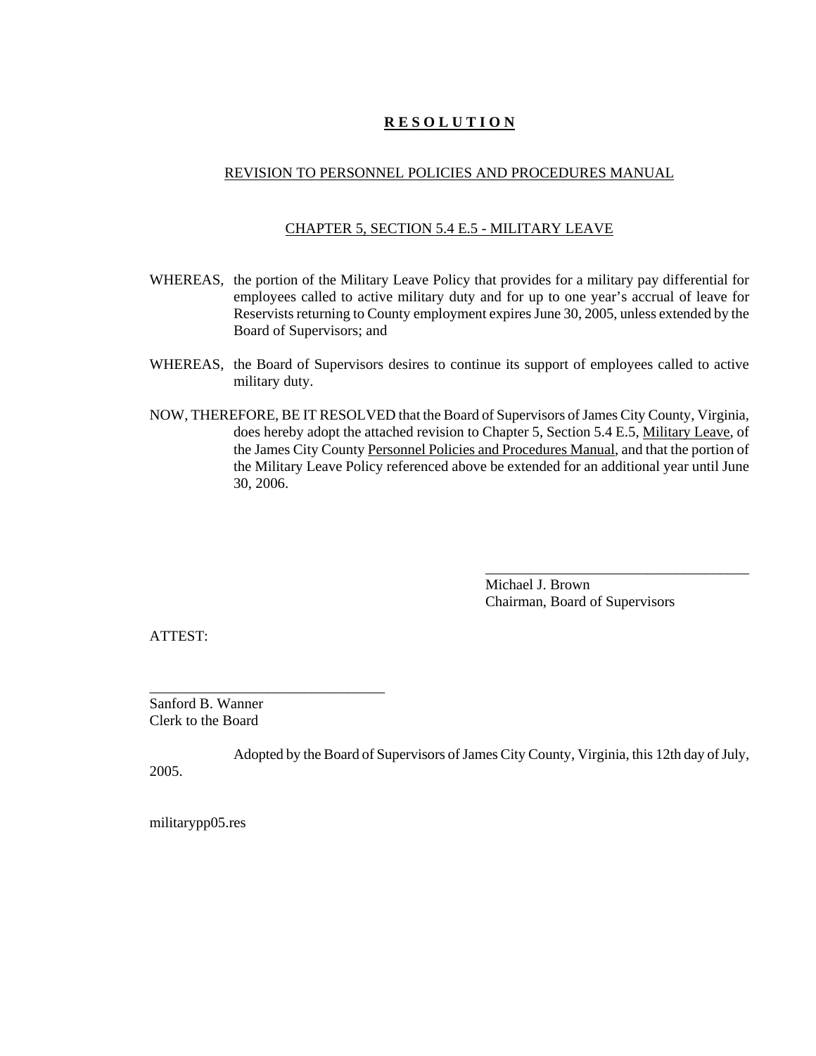# **R E S O L U T I O N**

## REVISION TO PERSONNEL POLICIES AND PROCEDURES MANUAL

## CHAPTER 5, SECTION 5.4 E.5 - MILITARY LEAVE

WHEREAS, the portion of the Military Leave Policy that provides for a military pay differential for employees called to active military duty and for up to one year's accrual of leave for Reservists returning to County employment expires June 30, 2005, unless extended by the Board of Supervisors; and

WHEREAS, the Board of Supervisors desires to continue its support of employees called to active military duty.

NOW, THEREFORE, BE IT RESOLVED that the Board of Supervisors of James City County, Virginia, does hereby adopt the attached revision to Chapter 5, Section 5.4 E.5, Military Leave, of the James City County Personnel Policies and Procedures Manual, and that the portion of the Military Leave Policy referenced above be extended for an additional year until June 30, 2006.

_____________________________________
Michael J. Brown
Chairman, Board of Supervisors

ATTEST:

________________________________
Sanford B. Wanner
Clerk to the Board

Adopted by the Board of Supervisors of James City County, Virginia, this 12th day of July, 2005.

militarypp05.res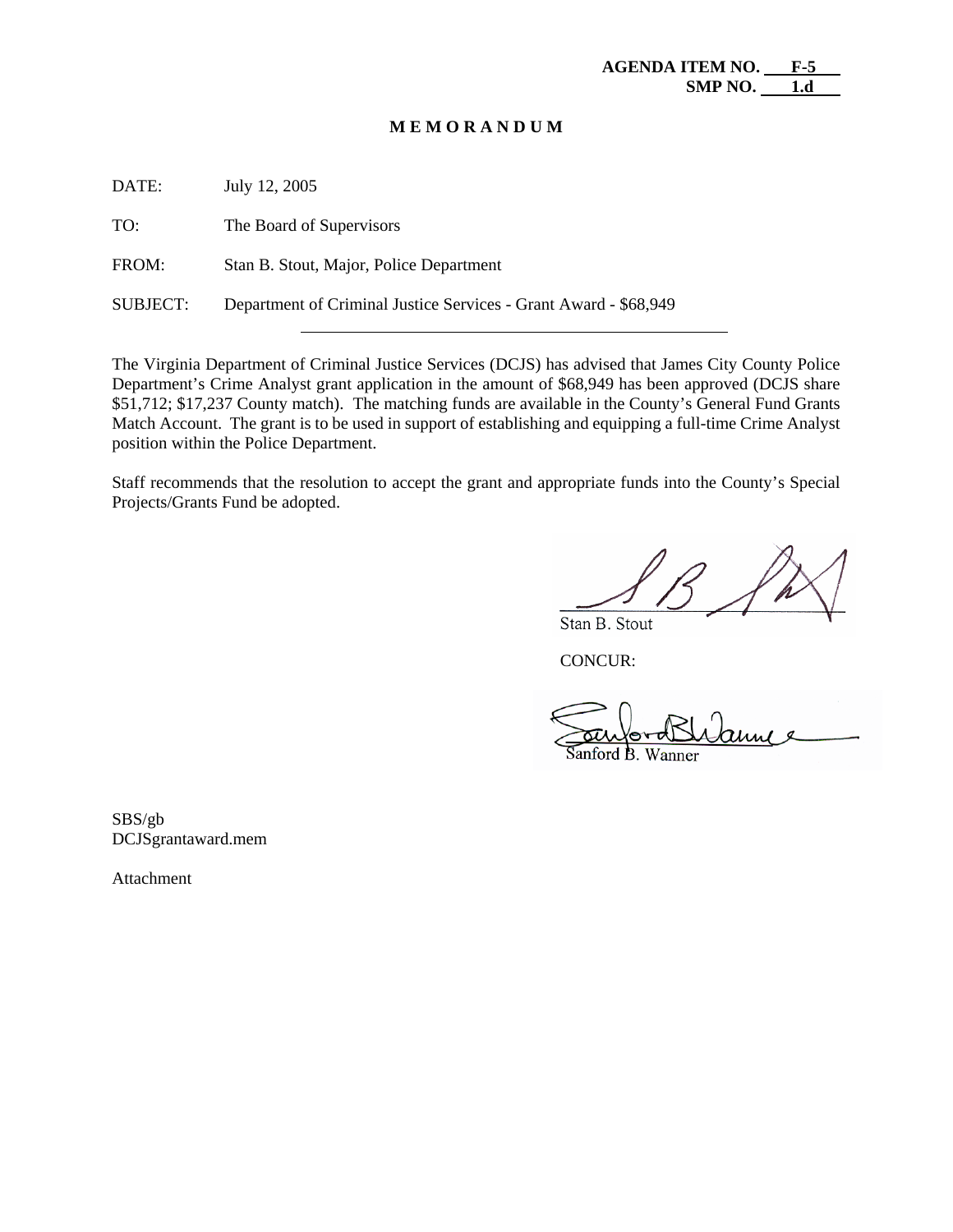**AGENDA ITEM NO. F-5**
**SMP NO. 1.d**

**M E M O R A N D U M**

DATE: July 12, 2005

TO: The Board of Supervisors

FROM: Stan B. Stout, Major, Police Department

SUBJECT: Department of Criminal Justice Services - Grant Award - $68,949

---

The Virginia Department of Criminal Justice Services (DCJS) has advised that James City County Police Department's Crime Analyst grant application in the amount of $68,949 has been approved (DCJS share $51,712; $17,237 County match). The matching funds are available in the County's General Fund Grants Match Account. The grant is to be used in support of establishing and equipping a full-time Crime Analyst position within the Police Department.

Staff recommends that the resolution to accept the grant and appropriate funds into the County's Special Projects/Grants Fund be adopted.

Stan B. Stout

CONCUR:

Sanford B. Wanner

SBS/gb
DCJSgrantaward.mem

Attachment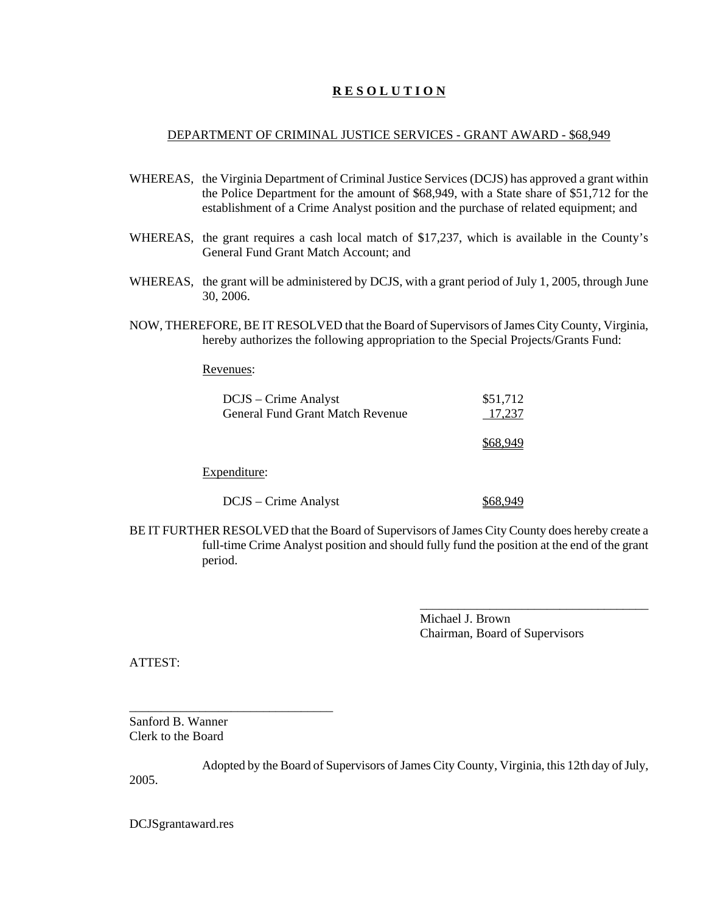# **R E S O L U T I O N**

DEPARTMENT OF CRIMINAL JUSTICE SERVICES - GRANT AWARD - $68,949

WHEREAS, the Virginia Department of Criminal Justice Services (DCJS) has approved a grant within the Police Department for the amount of $68,949, with a State share of $51,712 for the establishment of a Crime Analyst position and the purchase of related equipment; and

WHEREAS, the grant requires a cash local match of $17,237, which is available in the County's General Fund Grant Match Account; and

WHEREAS, the grant will be administered by DCJS, with a grant period of July 1, 2005, through June 30, 2006.

NOW, THEREFORE, BE IT RESOLVED that the Board of Supervisors of James City County, Virginia, hereby authorizes the following appropriation to the Special Projects/Grants Fund:

Revenues:

| | |
|---|---|
| DCJS – Crime Analyst | $51,712 |
| General Fund Grant Match Revenue | 17,237 |
| | $68,949 |

Expenditure:

| | |
|---|---|
| DCJS – Crime Analyst | $68,949 |

BE IT FURTHER RESOLVED that the Board of Supervisors of James City County does hereby create a full-time Crime Analyst position and should fully fund the position at the end of the grant period.

\_\_\_\_\_\_\_\_\_\_\_\_\_\_\_\_\_\_\_\_\_\_\_\_\_\_\_\_\_\_\_\_\_\_\_\_
Michael J. Brown
Chairman, Board of Supervisors

ATTEST:

\_\_\_\_\_\_\_\_\_\_\_\_\_\_\_\_\_\_\_\_\_\_\_\_\_\_\_\_\_\_\_\_
Sanford B. Wanner
Clerk to the Board

Adopted by the Board of Supervisors of James City County, Virginia, this 12th day of July, 2005.

DCJSgrantaward.res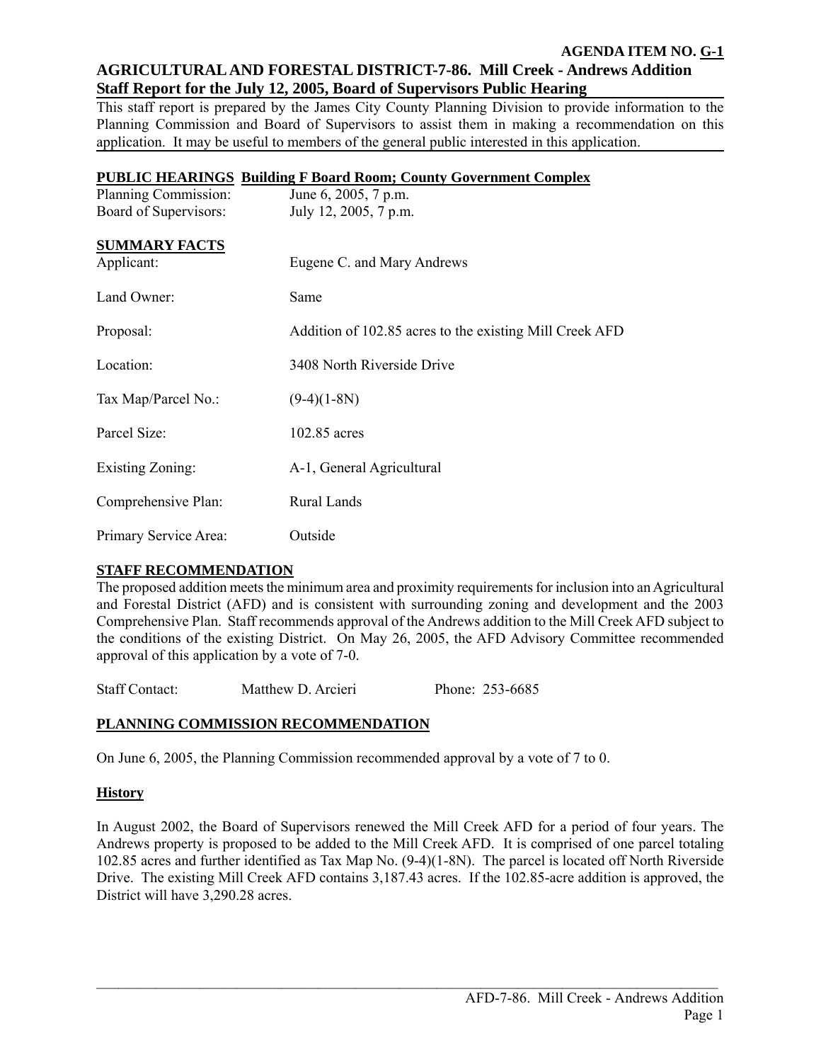**AGENDA ITEM NO. G-1**

# AGRICULTURAL AND FORESTAL DISTRICT-7-86. Mill Creek - Andrews Addition
## Staff Report for the July 12, 2005, Board of Supervisors Public Hearing

This staff report is prepared by the James City County Planning Division to provide information to the Planning Commission and Board of Supervisors to assist them in making a recommendation on this application. It may be useful to members of the general public interested in this application.

**PUBLIC HEARINGS Building F Board Room; County Government Complex**

| | |
|---|---|
| Planning Commission: | June 6, 2005, 7 p.m. |
| Board of Supervisors: | July 12, 2005, 7 p.m. |

**SUMMARY FACTS**

| | |
|---|---|
| Applicant: | Eugene C. and Mary Andrews |
| Land Owner: | Same |
| Proposal: | Addition of 102.85 acres to the existing Mill Creek AFD |
| Location: | 3408 North Riverside Drive |
| Tax Map/Parcel No.: | (9-4)(1-8N) |
| Parcel Size: | 102.85 acres |
| Existing Zoning: | A-1, General Agricultural |
| Comprehensive Plan: | Rural Lands |
| Primary Service Area: | Outside |

**STAFF RECOMMENDATION**

The proposed addition meets the minimum area and proximity requirements for inclusion into an Agricultural and Forestal District (AFD) and is consistent with surrounding zoning and development and the 2003 Comprehensive Plan. Staff recommends approval of the Andrews addition to the Mill Creek AFD subject to the conditions of the existing District. On May 26, 2005, the AFD Advisory Committee recommended approval of this application by a vote of 7-0.

Staff Contact: Matthew D. Arcieri Phone: 253-6685

**PLANNING COMMISSION RECOMMENDATION**

On June 6, 2005, the Planning Commission recommended approval by a vote of 7 to 0.

**History**

In August 2002, the Board of Supervisors renewed the Mill Creek AFD for a period of four years. The Andrews property is proposed to be added to the Mill Creek AFD. It is comprised of one parcel totaling 102.85 acres and further identified as Tax Map No. (9-4)(1-8N). The parcel is located off North Riverside Drive. The existing Mill Creek AFD contains 3,187.43 acres. If the 102.85-acre addition is approved, the District will have 3,290.28 acres.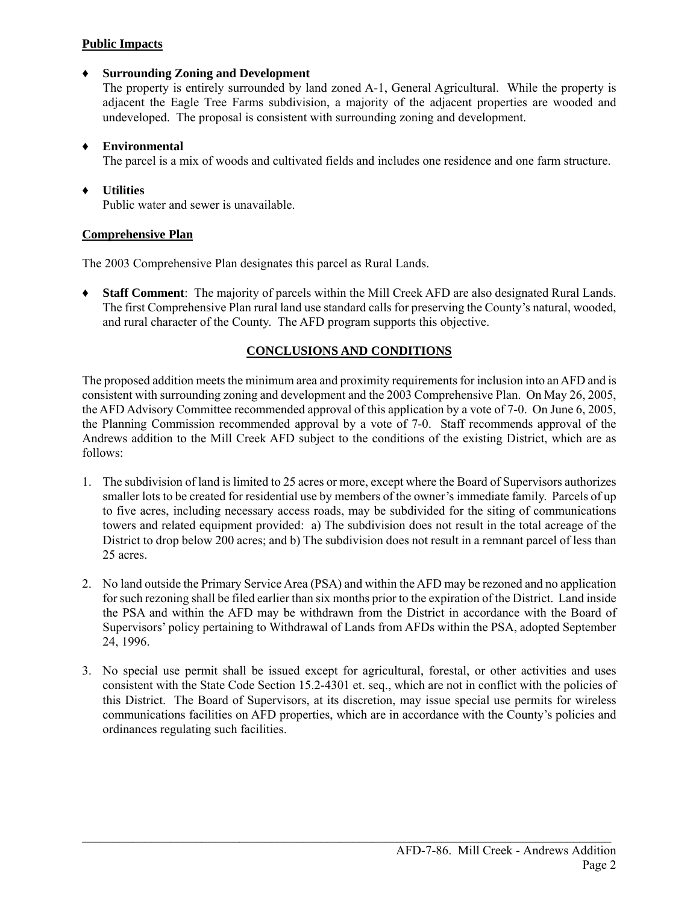**Public Impacts**

- **Surrounding Zoning and Development**
  The property is entirely surrounded by land zoned A-1, General Agricultural. While the property is adjacent the Eagle Tree Farms subdivision, a majority of the adjacent properties are wooded and undeveloped. The proposal is consistent with surrounding zoning and development.

- **Environmental**
  The parcel is a mix of woods and cultivated fields and includes one residence and one farm structure.

- **Utilities**
  Public water and sewer is unavailable.

**Comprehensive Plan**

The 2003 Comprehensive Plan designates this parcel as Rural Lands.

- **Staff Comment**: The majority of parcels within the Mill Creek AFD are also designated Rural Lands. The first Comprehensive Plan rural land use standard calls for preserving the County's natural, wooded, and rural character of the County. The AFD program supports this objective.

## CONCLUSIONS AND CONDITIONS

The proposed addition meets the minimum area and proximity requirements for inclusion into an AFD and is consistent with surrounding zoning and development and the 2003 Comprehensive Plan. On May 26, 2005, the AFD Advisory Committee recommended approval of this application by a vote of 7-0. On June 6, 2005, the Planning Commission recommended approval by a vote of 7-0. Staff recommends approval of the Andrews addition to the Mill Creek AFD subject to the conditions of the existing District, which are as follows:

1. The subdivision of land is limited to 25 acres or more, except where the Board of Supervisors authorizes smaller lots to be created for residential use by members of the owner's immediate family. Parcels of up to five acres, including necessary access roads, may be subdivided for the siting of communications towers and related equipment provided: a) The subdivision does not result in the total acreage of the District to drop below 200 acres; and b) The subdivision does not result in a remnant parcel of less than 25 acres.

2. No land outside the Primary Service Area (PSA) and within the AFD may be rezoned and no application for such rezoning shall be filed earlier than six months prior to the expiration of the District. Land inside the PSA and within the AFD may be withdrawn from the District in accordance with the Board of Supervisors' policy pertaining to Withdrawal of Lands from AFDs within the PSA, adopted September 24, 1996.

3. No special use permit shall be issued except for agricultural, forestal, or other activities and uses consistent with the State Code Section 15.2-4301 et. seq., which are not in conflict with the policies of this District. The Board of Supervisors, at its discretion, may issue special use permits for wireless communications facilities on AFD properties, which are in accordance with the County's policies and ordinances regulating such facilities.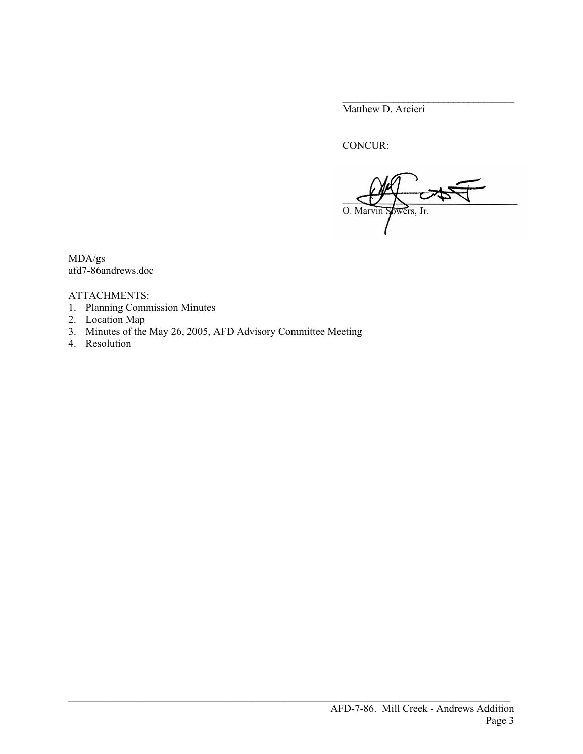\_\_\_\_\_\_\_\_\_\_\_\_\_\_\_\_\_\_\_\_\_\_\_\_\_\_\_\_\_\_\_\_\_\_

Matthew D. Arcieri

CONCUR:

\_\_\_\_\_\_\_\_\_\_\_\_\_\_\_\_\_\_\_\_\_\_\_\_\_\_\_\_\_\_\_\_\_\_

O. Marvin Sowers, Jr.

MDA/gs
afd7-86andrews.doc

<u>ATTACHMENTS:</u>

1. Planning Commission Minutes
2. Location Map
3. Minutes of the May 26, 2005, AFD Advisory Committee Meeting
4. Resolution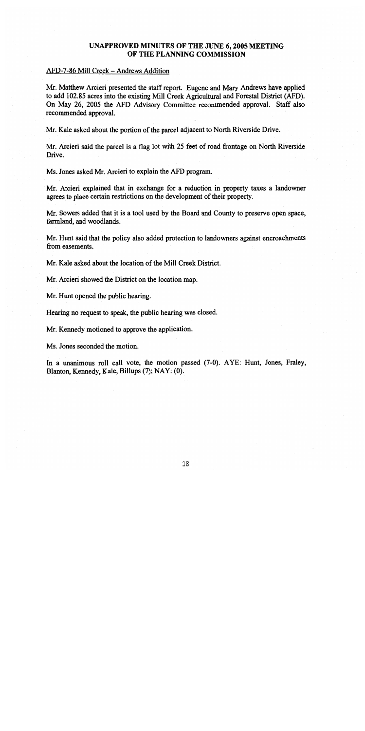# UNAPPROVED MINUTES OF THE JUNE 6, 2005 MEETING OF THE PLANNING COMMISSION

AFD-7-86 Mill Creek – Andrews Addition

Mr. Matthew Arcieri presented the staff report. Eugene and Mary Andrews have applied to add 102.85 acres into the existing Mill Creek Agricultural and Forestal District (AFD). On May 26, 2005 the AFD Advisory Committee recommended approval. Staff also recommended approval.

Mr. Kale asked about the portion of the parcel adjacent to North Riverside Drive.

Mr. Arcieri said the parcel is a flag lot with 25 feet of road frontage on North Riverside Drive.

Ms. Jones asked Mr. Arcieri to explain the AFD program.

Mr. Arcieri explained that in exchange for a reduction in property taxes a landowner agrees to place certain restrictions on the development of their property.

Mr. Sowers added that it is a tool used by the Board and County to preserve open space, farmland, and woodlands.

Mr. Hunt said that the policy also added protection to landowners against encroachments from easements.

Mr. Kale asked about the location of the Mill Creek District.

Mr. Arcieri showed the District on the location map.

Mr. Hunt opened the public hearing.

Hearing no request to speak, the public hearing was closed.

Mr. Kennedy motioned to approve the application.

Ms. Jones seconded the motion.

In a unanimous roll call vote, the motion passed (7-0). AYE: Hunt, Jones, Fraley, Blanton, Kennedy, Kale, Billups (7); NAY: (0).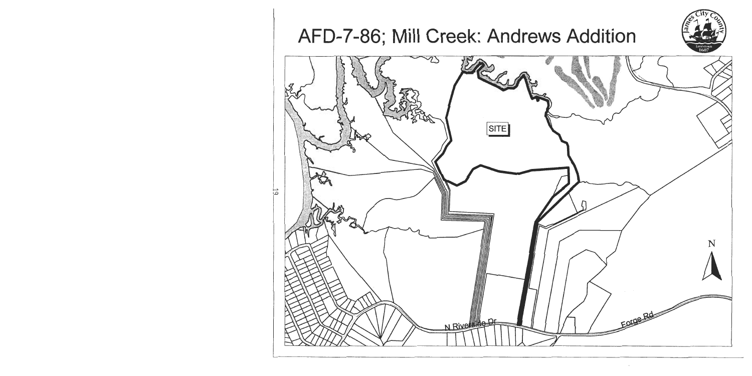# AFD-7-86; Mill Creek: Andrews Addition

SITE

N Riverside Dr

Forge Rd

N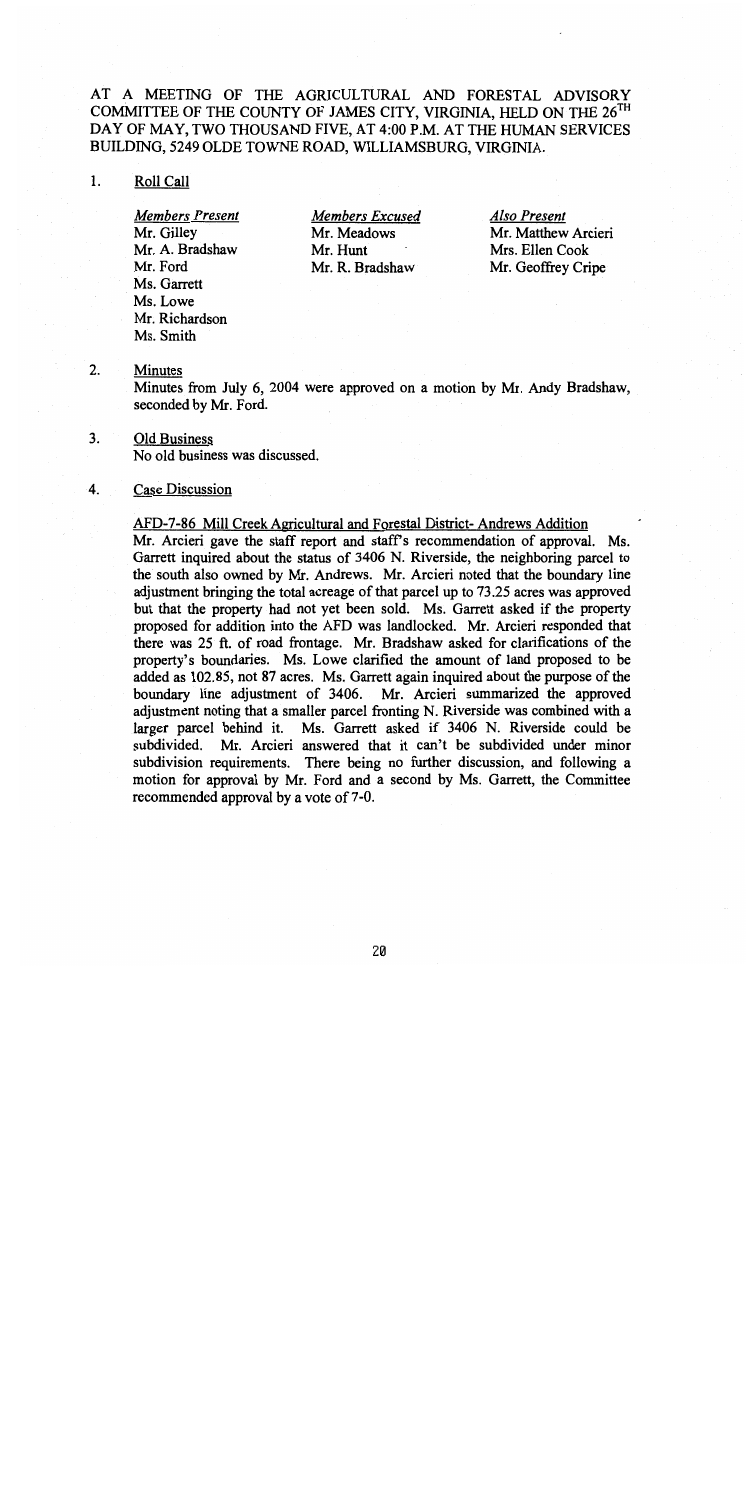AT A MEETING OF THE AGRICULTURAL AND FORESTAL ADVISORY COMMITTEE OF THE COUNTY OF JAMES CITY, VIRGINIA, HELD ON THE 26TH DAY OF MAY, TWO THOUSAND FIVE, AT 4:00 P.M. AT THE HUMAN SERVICES BUILDING, 5249 OLDE TOWNE ROAD, WILLIAMSBURG, VIRGINIA.

1. Roll Call

| *Members Present* | *Members Excused* | *Also Present* |
|---|---|---|
| Mr. Gilley | Mr. Meadows | Mr. Matthew Arcieri |
| Mr. A. Bradshaw | Mr. Hunt | Mrs. Ellen Cook |
| Mr. Ford | Mr. R. Bradshaw | Mr. Geoffrey Cripe |
| Ms. Garrett | | |
| Ms. Lowe | | |
| Mr. Richardson | | |
| Ms. Smith | | |

2. Minutes

Minutes from July 6, 2004 were approved on a motion by Mr. Andy Bradshaw, seconded by Mr. Ford.

3. Old Business

No old business was discussed.

4. Case Discussion

AFD-7-86 Mill Creek Agricultural and Forestal District- Andrews Addition

Mr. Arcieri gave the staff report and staff's recommendation of approval. Ms. Garrett inquired about the status of 3406 N. Riverside, the neighboring parcel to the south also owned by Mr. Andrews. Mr. Arcieri noted that the boundary line adjustment bringing the total acreage of that parcel up to 73.25 acres was approved but that the property had not yet been sold. Ms. Garrett asked if the property proposed for addition into the AFD was landlocked. Mr. Arcieri responded that there was 25 ft. of road frontage. Mr. Bradshaw asked for clarifications of the property's boundaries. Ms. Lowe clarified the amount of land proposed to be added as 102.85, not 87 acres. Ms. Garrett again inquired about the purpose of the boundary line adjustment of 3406. Mr. Arcieri summarized the approved adjustment noting that a smaller parcel fronting N. Riverside was combined with a larger parcel behind it. Ms. Garrett asked if 3406 N. Riverside could be subdivided. Mr. Arcieri answered that it can't be subdivided under minor subdivision requirements. There being no further discussion, and following a motion for approval by Mr. Ford and a second by Ms. Garrett, the Committee recommended approval by a vote of 7-0.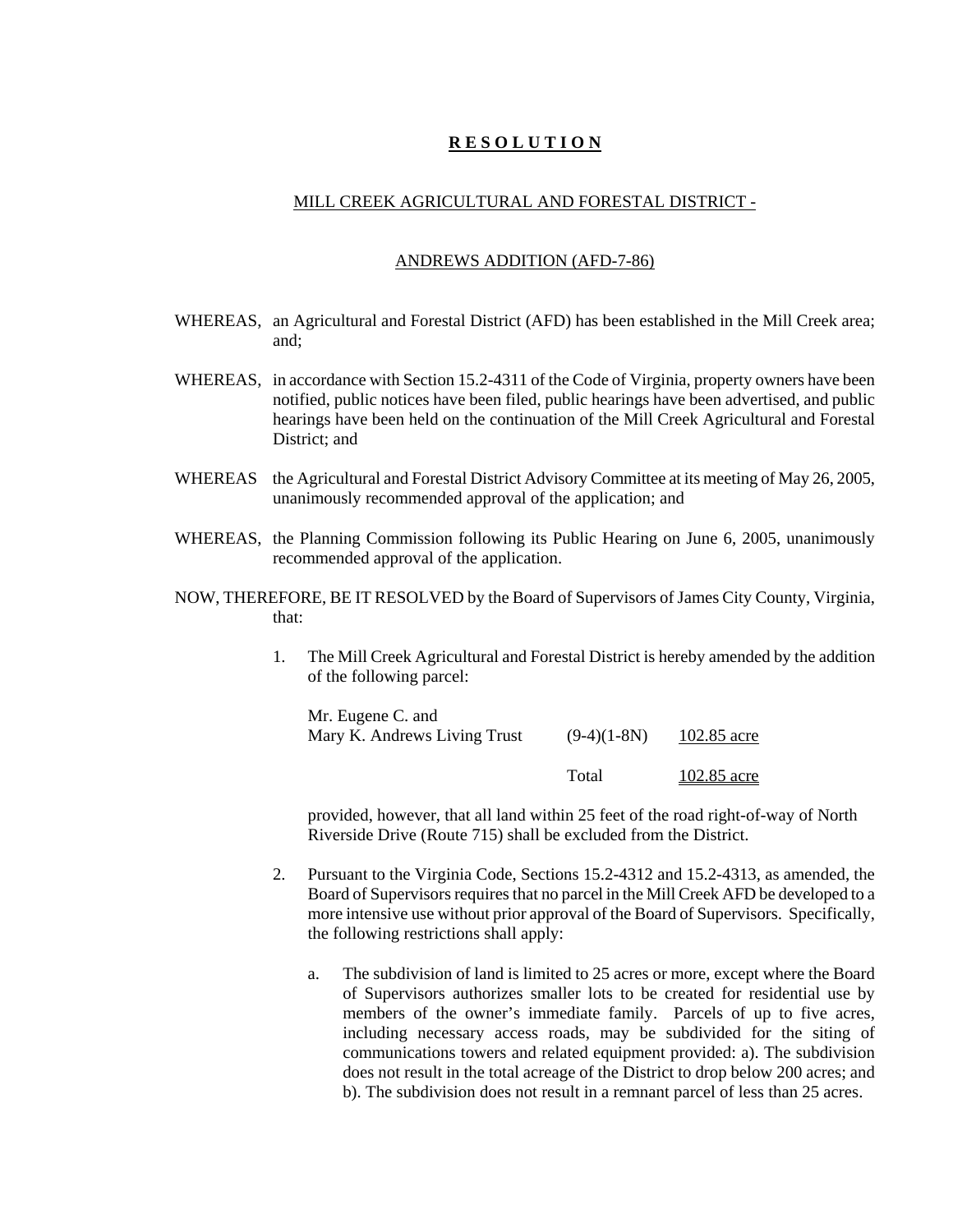# R E S O L U T I O N

## MILL CREEK AGRICULTURAL AND FORESTAL DISTRICT -

## ANDREWS ADDITION (AFD-7-86)

WHEREAS, an Agricultural and Forestal District (AFD) has been established in the Mill Creek area; and;

WHEREAS, in accordance with Section 15.2-4311 of the Code of Virginia, property owners have been notified, public notices have been filed, public hearings have been advertised, and public hearings have been held on the continuation of the Mill Creek Agricultural and Forestal District; and

WHEREAS the Agricultural and Forestal District Advisory Committee at its meeting of May 26, 2005, unanimously recommended approval of the application; and

WHEREAS, the Planning Commission following its Public Hearing on June 6, 2005, unanimously recommended approval of the application.

NOW, THEREFORE, BE IT RESOLVED by the Board of Supervisors of James City County, Virginia, that:

1. The Mill Creek Agricultural and Forestal District is hereby amended by the addition of the following parcel:

| | | |
|---|---|---|
| Mr. Eugene C. and Mary K. Andrews Living Trust | (9-4)(1-8N) | 102.85 acre |
| | Total | 102.85 acre |

   provided, however, that all land within 25 feet of the road right-of-way of North Riverside Drive (Route 715) shall be excluded from the District.

2. Pursuant to the Virginia Code, Sections 15.2-4312 and 15.2-4313, as amended, the Board of Supervisors requires that no parcel in the Mill Creek AFD be developed to a more intensive use without prior approval of the Board of Supervisors. Specifically, the following restrictions shall apply:

   a. The subdivision of land is limited to 25 acres or more, except where the Board of Supervisors authorizes smaller lots to be created for residential use by members of the owner's immediate family. Parcels of up to five acres, including necessary access roads, may be subdivided for the siting of communications towers and related equipment provided: a). The subdivision does not result in the total acreage of the District to drop below 200 acres; and b). The subdivision does not result in a remnant parcel of less than 25 acres.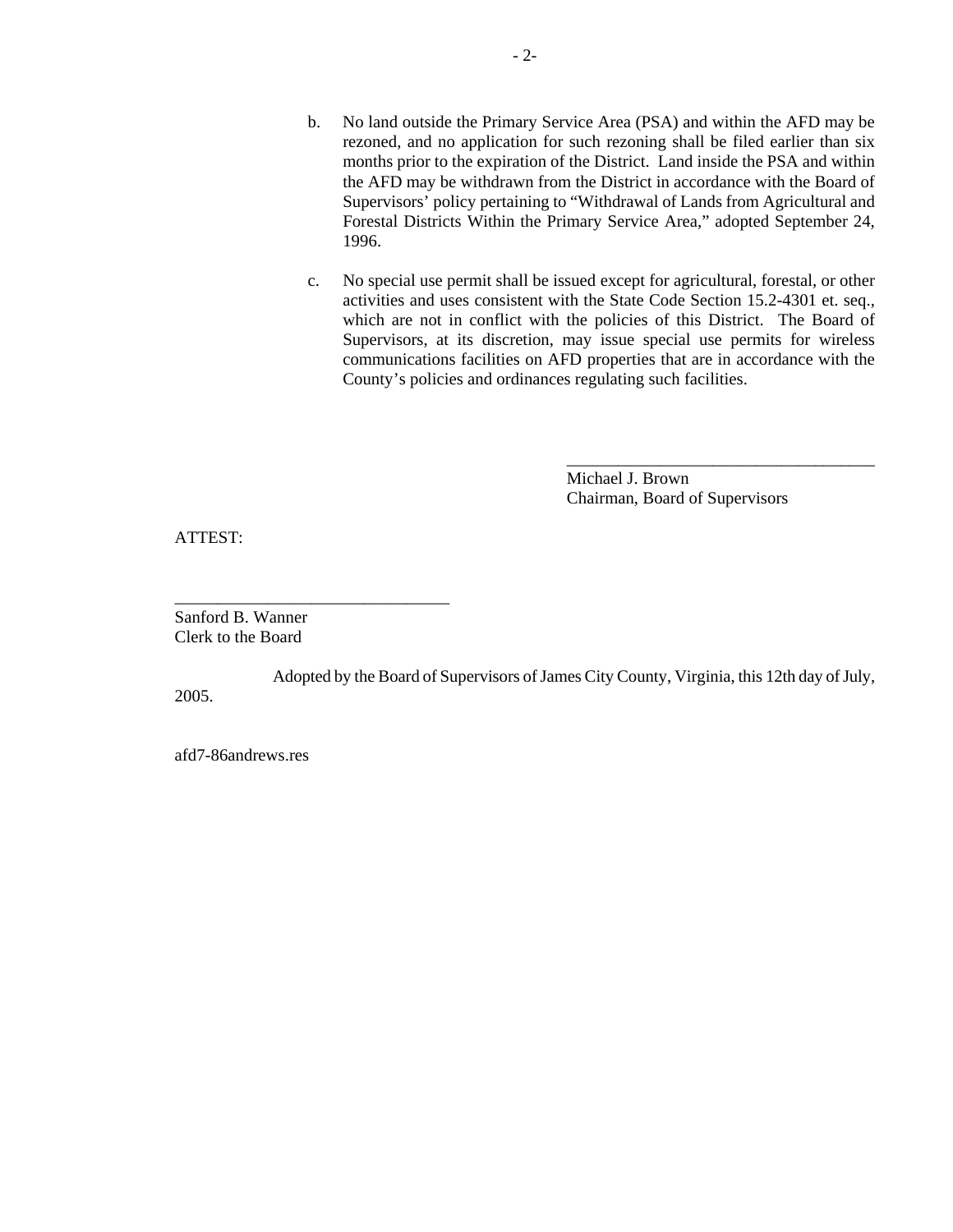b. No land outside the Primary Service Area (PSA) and within the AFD may be rezoned, and no application for such rezoning shall be filed earlier than six months prior to the expiration of the District. Land inside the PSA and within the AFD may be withdrawn from the District in accordance with the Board of Supervisors' policy pertaining to "Withdrawal of Lands from Agricultural and Forestal Districts Within the Primary Service Area," adopted September 24, 1996.

c. No special use permit shall be issued except for agricultural, forestal, or other activities and uses consistent with the State Code Section 15.2-4301 et. seq., which are not in conflict with the policies of this District. The Board of Supervisors, at its discretion, may issue special use permits for wireless communications facilities on AFD properties that are in accordance with the County's policies and ordinances regulating such facilities.

_____________________________________
Michael J. Brown
Chairman, Board of Supervisors

ATTEST:

_________________________________
Sanford B. Wanner
Clerk to the Board

Adopted by the Board of Supervisors of James City County, Virginia, this 12th day of July, 2005.

afd7-86andrews.res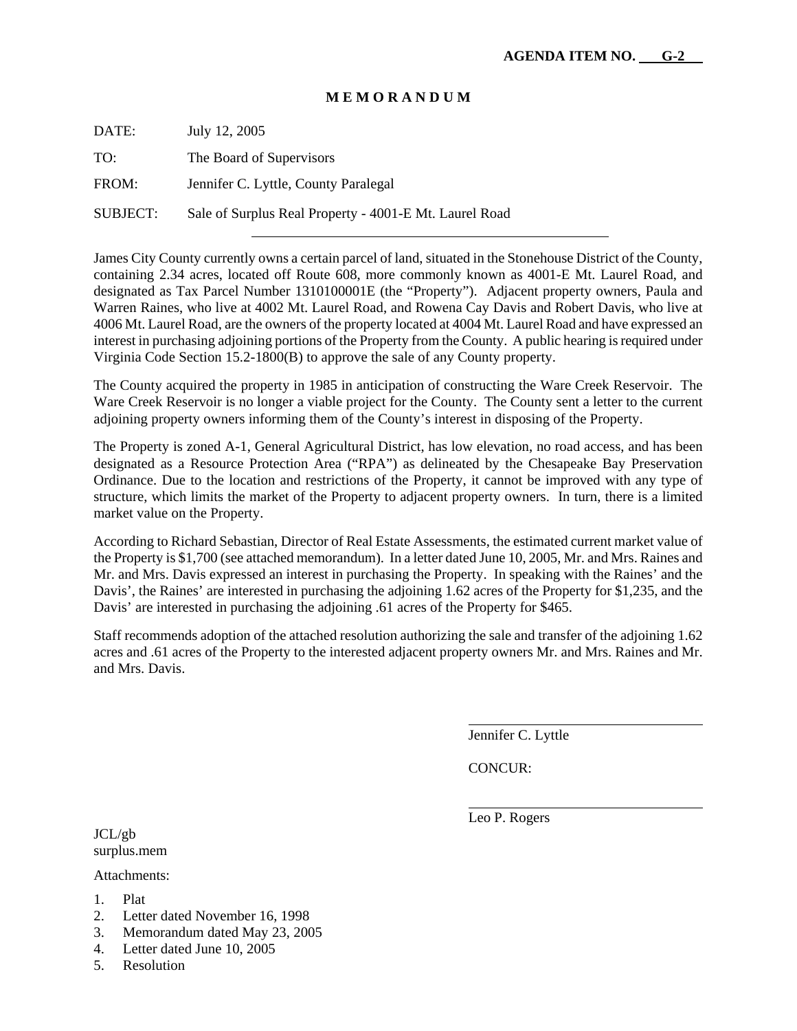**AGENDA ITEM NO. G-2**

# M E M O R A N D U M

DATE: July 12, 2005

TO: The Board of Supervisors

FROM: Jennifer C. Lyttle, County Paralegal

SUBJECT: Sale of Surplus Real Property - 4001-E Mt. Laurel Road

---

James City County currently owns a certain parcel of land, situated in the Stonehouse District of the County, containing 2.34 acres, located off Route 608, more commonly known as 4001-E Mt. Laurel Road, and designated as Tax Parcel Number 1310100001E (the "Property"). Adjacent property owners, Paula and Warren Raines, who live at 4002 Mt. Laurel Road, and Rowena Cay Davis and Robert Davis, who live at 4006 Mt. Laurel Road, are the owners of the property located at 4004 Mt. Laurel Road and have expressed an interest in purchasing adjoining portions of the Property from the County. A public hearing is required under Virginia Code Section 15.2-1800(B) to approve the sale of any County property.

The County acquired the property in 1985 in anticipation of constructing the Ware Creek Reservoir. The Ware Creek Reservoir is no longer a viable project for the County. The County sent a letter to the current adjoining property owners informing them of the County's interest in disposing of the Property.

The Property is zoned A-1, General Agricultural District, has low elevation, no road access, and has been designated as a Resource Protection Area ("RPA") as delineated by the Chesapeake Bay Preservation Ordinance. Due to the location and restrictions of the Property, it cannot be improved with any type of structure, which limits the market of the Property to adjacent property owners. In turn, there is a limited market value on the Property.

According to Richard Sebastian, Director of Real Estate Assessments, the estimated current market value of the Property is $1,700 (see attached memorandum). In a letter dated June 10, 2005, Mr. and Mrs. Raines and Mr. and Mrs. Davis expressed an interest in purchasing the Property. In speaking with the Raines' and the Davis', the Raines' are interested in purchasing the adjoining 1.62 acres of the Property for $1,235, and the Davis' are interested in purchasing the adjoining .61 acres of the Property for $465.

Staff recommends adoption of the attached resolution authorizing the sale and transfer of the adjoining 1.62 acres and .61 acres of the Property to the interested adjacent property owners Mr. and Mrs. Raines and Mr. and Mrs. Davis.

Jennifer C. Lyttle

CONCUR:

Leo P. Rogers

JCL/gb
surplus.mem

Attachments:

1. Plat
2. Letter dated November 16, 1998
3. Memorandum dated May 23, 2005
4. Letter dated June 10, 2005
5. Resolution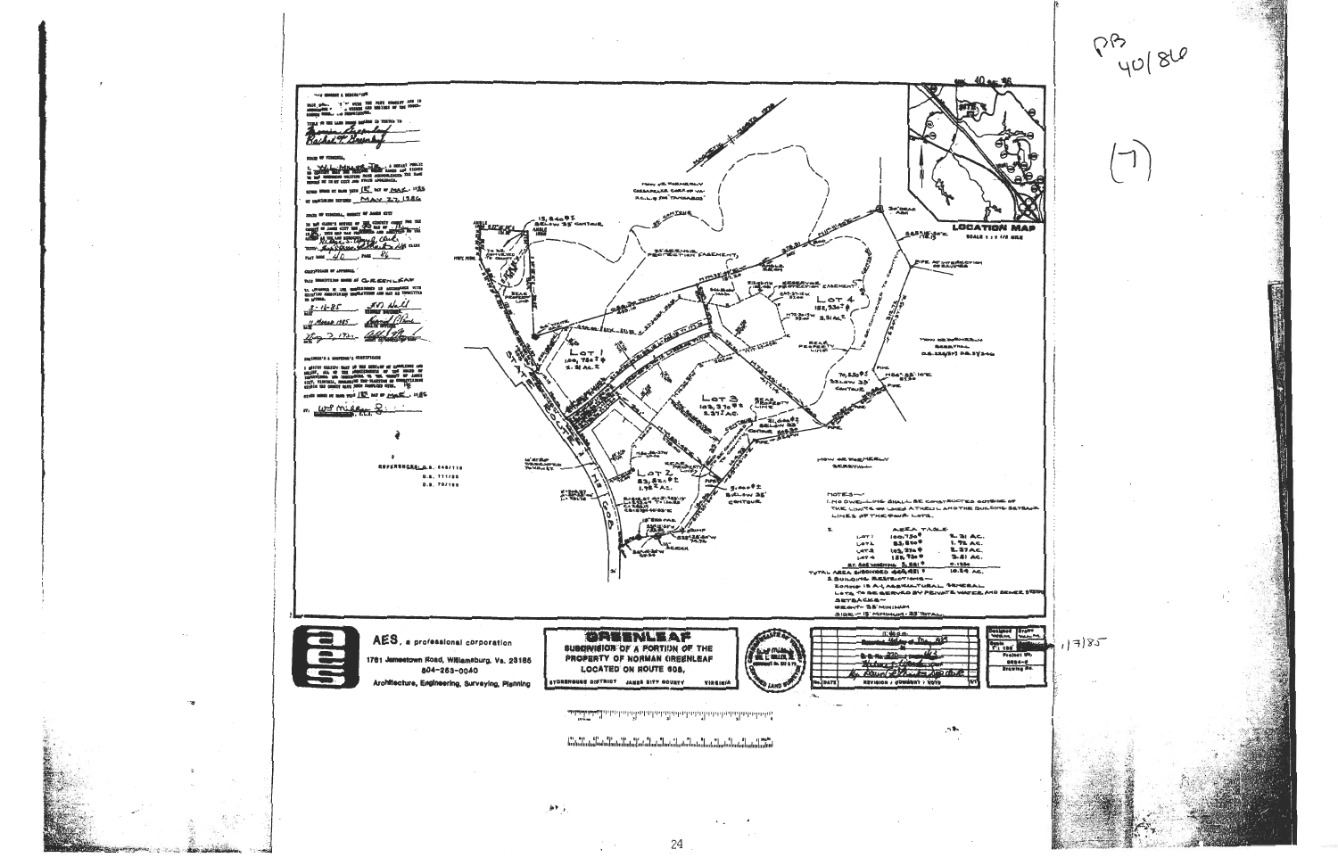PB 40/86

(7)

Plat Book 40 Page 86

GREENLEAF

SUBDIVISION OF A PORTION OF THE PROPERTY OF NORMAN GREENLEAF LOCATED ON ROUTE 608,

STONEHOUSE DISTRICT JAMES CITY COUNTY VIRGINIA

AES, a professional corporation

1781 Jamestown Road, Williamsburg, Va. 23185

804-253-0040

Architecture, Engineering, Surveying, Planning

LOCATION MAP

SCALE 1" = 1/2 MILE

NOTES—

1. NO DWELLING SHALL BE CONSTRUCTED OUTSIDE OF THE LIMITS OF WETLANDS AND THE BUILDING SETBACK LINES OF THE FOUR LOTS.

2. AREA TABLE

| | | |
|---|---|---|
| LOT 1 | 100,750 ± | 2.31 AC. |
| LOT 2 | 83,820 ± | 1.92 AC. |
| LOT 3 | 103,370 ± | 2.37 AC. |
| LOT 4 | 152,930 ± | 3.51 AC. |
| ST. R/W WIDENING | 5,551 ± | 0.126 |
| TOTAL AREA SUBDIVIDED | 446,421 ± | 10.24 AC. |

3. BUILDING RESTRICTIONS—

ZONING IS A-1, AGRICULTURAL GENERAL

LOTS TO BE SERVED BY PRIVATE WATER AND SEWER SYSTEMS

SETBACKS—

FRONT— 35' MINIMUM

SIDE— 15' MINIMUM - 35' TOTAL

REFERENCES: D.B. 140/118

D.B. 111/86

D.B. 70/198

1/7/85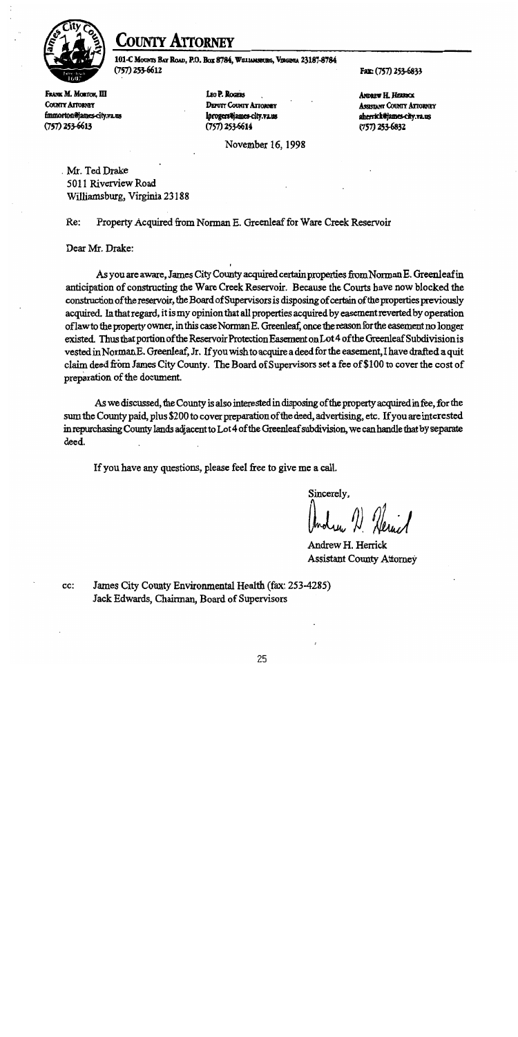# COUNTY ATTORNEY

101-C Mounts Bay Road, P.O. Box 8784, Williamsburg, Virginia 23187-8784
(757) 253-6612 Fax: (757) 253-6833

Frank M. Morton, III
County Attorney
fmmorton@james-city.va.us
(757) 253-6613

Leo P. Rogers
Deputy County Attorney
lprogers@james-city.va.us
(757) 253-6614

Andrew H. Herrick
Assistant County Attorney
aherrick@james-city.va.us
(757) 253-6832

November 16, 1998

Mr. Ted Drake
5011 Riverview Road
Williamsburg, Virginia 23188

Re: Property Acquired from Norman E. Greenleaf for Ware Creek Reservoir

Dear Mr. Drake:

As you are aware, James City County acquired certain properties from Norman E. Greenleaf in anticipation of constructing the Ware Creek Reservoir. Because the Courts have now blocked the construction of the reservoir, the Board of Supervisors is disposing of certain of the properties previously acquired. In that regard, it is my opinion that all properties acquired by easement reverted by operation of law to the property owner, in this case Norman E. Greenleaf, once the reason for the easement no longer existed. Thus that portion of the Reservoir Protection Easement on Lot 4 of the Greenleaf Subdivision is vested in Norman E. Greenleaf, Jr. If you wish to acquire a deed for the easement, I have drafted a quit claim deed from James City County. The Board of Supervisors set a fee of $100 to cover the cost of preparation of the document.

As we discussed, the County is also interested in disposing of the property acquired in fee, for the sum the County paid, plus $200 to cover preparation of the deed, advertising, etc. If you are interested in repurchasing County lands adjacent to Lot 4 of the Greenleaf subdivision, we can handle that by separate deed.

If you have any questions, please feel free to give me a call.

Sincerely,

Andrew H. Herrick
Assistant County Attorney

cc: James City County Environmental Health (fax: 253-4285)
Jack Edwards, Chairman, Board of Supervisors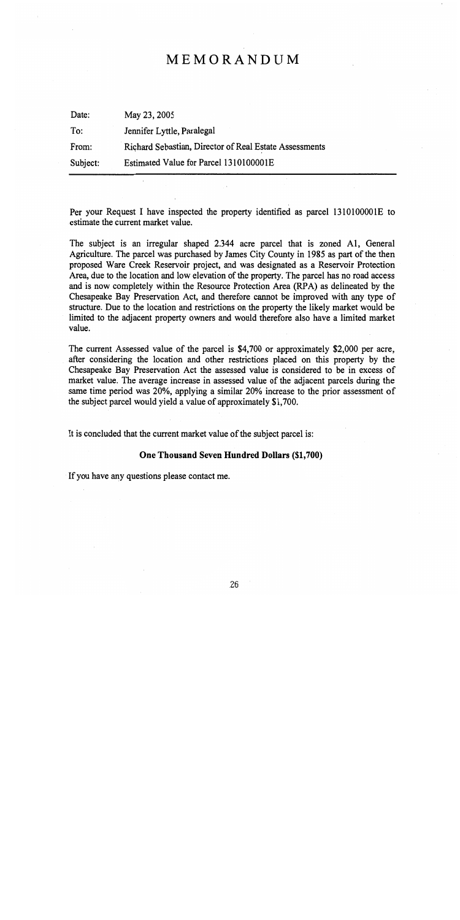# MEMORANDUM

| | |
|---|---|
| Date: | May 23, 2005 |
| To: | Jennifer Lyttle, Paralegal |
| From: | Richard Sebastian, Director of Real Estate Assessments |
| Subject: | Estimated Value for Parcel 1310100001E |

Per your Request I have inspected the property identified as parcel 1310100001E to estimate the current market value.

The subject is an irregular shaped 2.344 acre parcel that is zoned A1, General Agriculture. The parcel was purchased by James City County in 1985 as part of the then proposed Ware Creek Reservoir project, and was designated as a Reservoir Protection Area, due to the location and low elevation of the property. The parcel has no road access and is now completely within the Resource Protection Area (RPA) as delineated by the Chesapeake Bay Preservation Act, and therefore cannot be improved with any type of structure. Due to the location and restrictions on the property the likely market would be limited to the adjacent property owners and would therefore also have a limited market value.

The current Assessed value of the parcel is $4,700 or approximately $2,000 per acre, after considering the location and other restrictions placed on this property by the Chesapeake Bay Preservation Act the assessed value is considered to be in excess of market value. The average increase in assessed value of the adjacent parcels during the same time period was 20%, applying a similar 20% increase to the prior assessment of the subject parcel would yield a value of approximately $1,700.

It is concluded that the current market value of the subject parcel is:

**One Thousand Seven Hundred Dollars ($1,700)**

If you have any questions please contact me.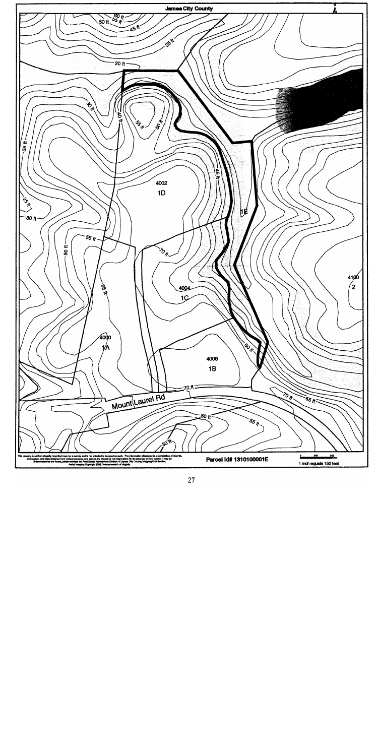James City County

This drawing is neither a legally recorded map nor a survey and is not intended to be used as such. The information displayed is a compilation of records, information, and data obtained from various sources, and James City County is not responsible for its accuracy or how current it may be. If discrepancies are found, please contact the Real Estate Assessment Division of James City County, Mapping/GIS Section. Aerial Imagery Copyright 2002 Commonwealth of Virginia.

Parcel Id# 1310100001E

1 inch equals 150 feet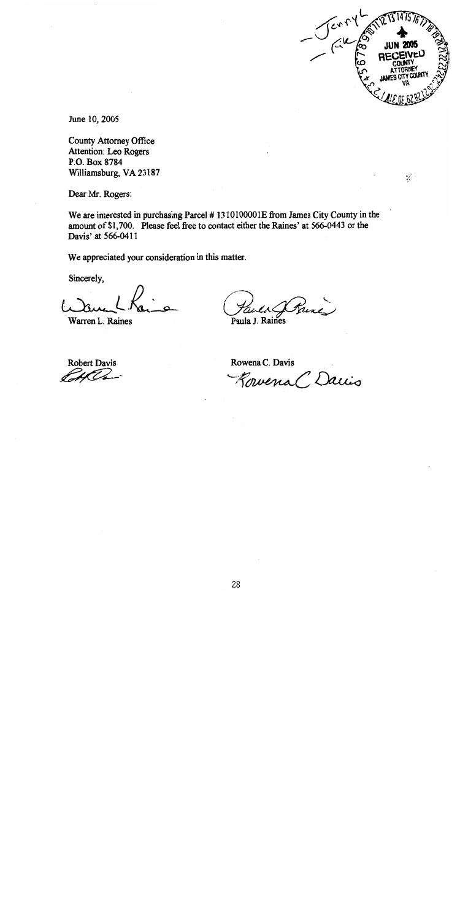June 10, 2005

County Attorney Office  
Attention: Leo Rogers  
P.O. Box 8784  
Williamsburg, VA 23187

Dear Mr. Rogers:

We are interested in purchasing Parcel # 1310100001E from James City County in the amount of $1,700. Please feel free to contact either the Raines' at 566-0443 or the Davis' at 566-0411

We appreciated your consideration in this matter.

Sincerely,

Warren L. Raines

Paula J. Raines

Robert Davis

Rowena C. Davis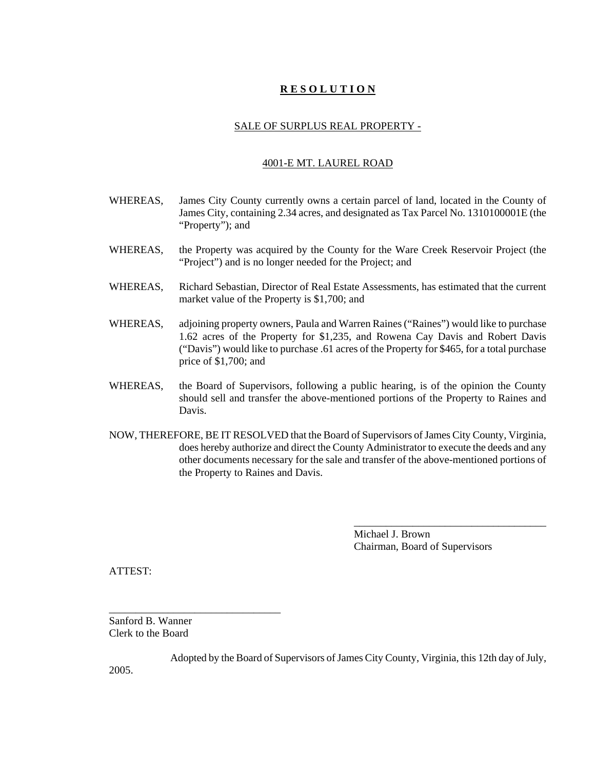# **R E S O L U T I O N**

## SALE OF SURPLUS REAL PROPERTY -

## 4001-E MT. LAUREL ROAD

WHEREAS, James City County currently owns a certain parcel of land, located in the County of James City, containing 2.34 acres, and designated as Tax Parcel No. 1310100001E (the "Property"); and

WHEREAS, the Property was acquired by the County for the Ware Creek Reservoir Project (the "Project") and is no longer needed for the Project; and

WHEREAS, Richard Sebastian, Director of Real Estate Assessments, has estimated that the current market value of the Property is $1,700; and

WHEREAS, adjoining property owners, Paula and Warren Raines ("Raines") would like to purchase 1.62 acres of the Property for $1,235, and Rowena Cay Davis and Robert Davis ("Davis") would like to purchase .61 acres of the Property for $465, for a total purchase price of $1,700; and

WHEREAS, the Board of Supervisors, following a public hearing, is of the opinion the County should sell and transfer the above-mentioned portions of the Property to Raines and Davis.

NOW, THEREFORE, BE IT RESOLVED that the Board of Supervisors of James City County, Virginia, does hereby authorize and direct the County Administrator to execute the deeds and any other documents necessary for the sale and transfer of the above-mentioned portions of the Property to Raines and Davis.

_____________________________________
Michael J. Brown
Chairman, Board of Supervisors

ATTEST:

________________________________
Sanford B. Wanner
Clerk to the Board

Adopted by the Board of Supervisors of James City County, Virginia, this 12th day of July, 2005.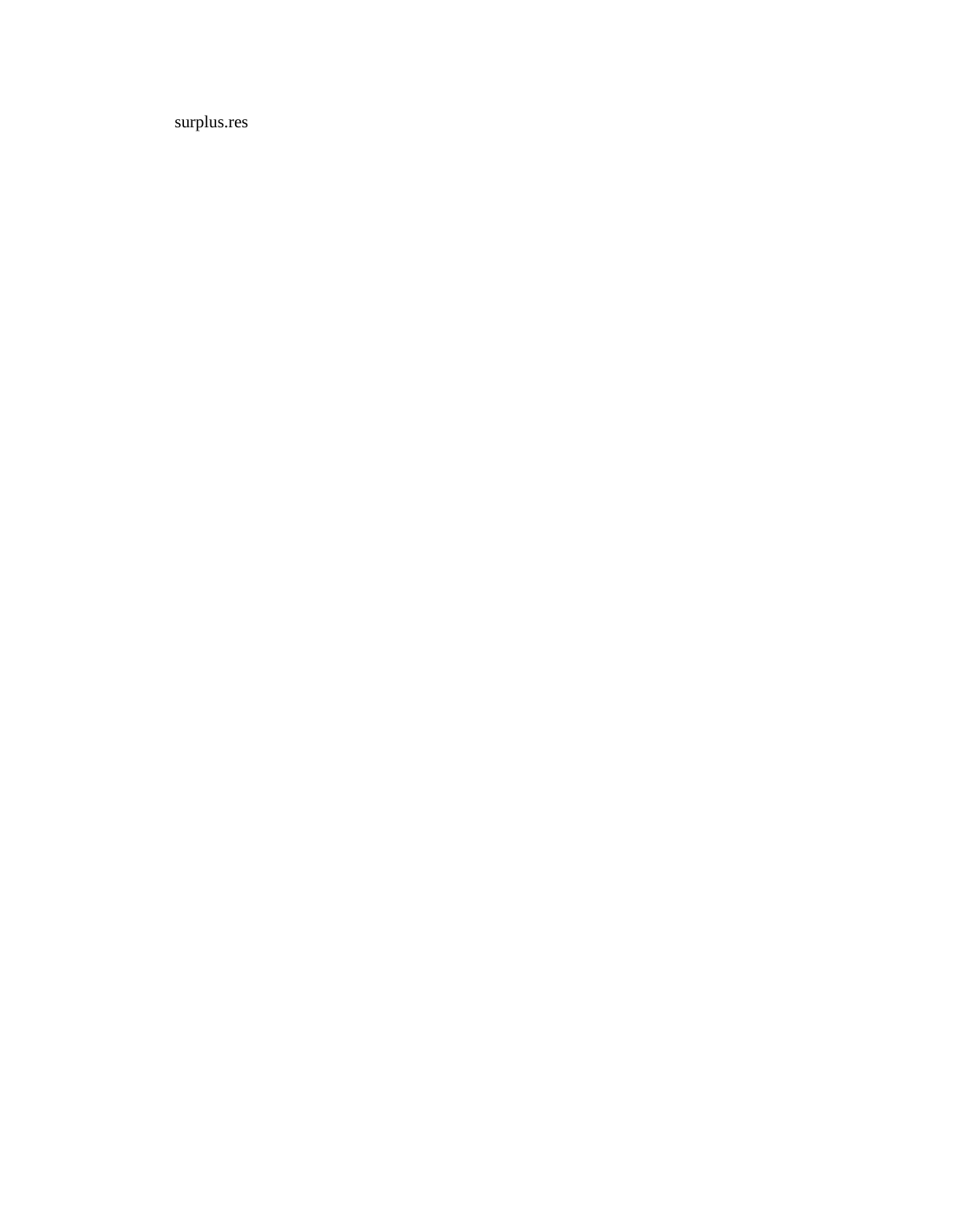surplus.res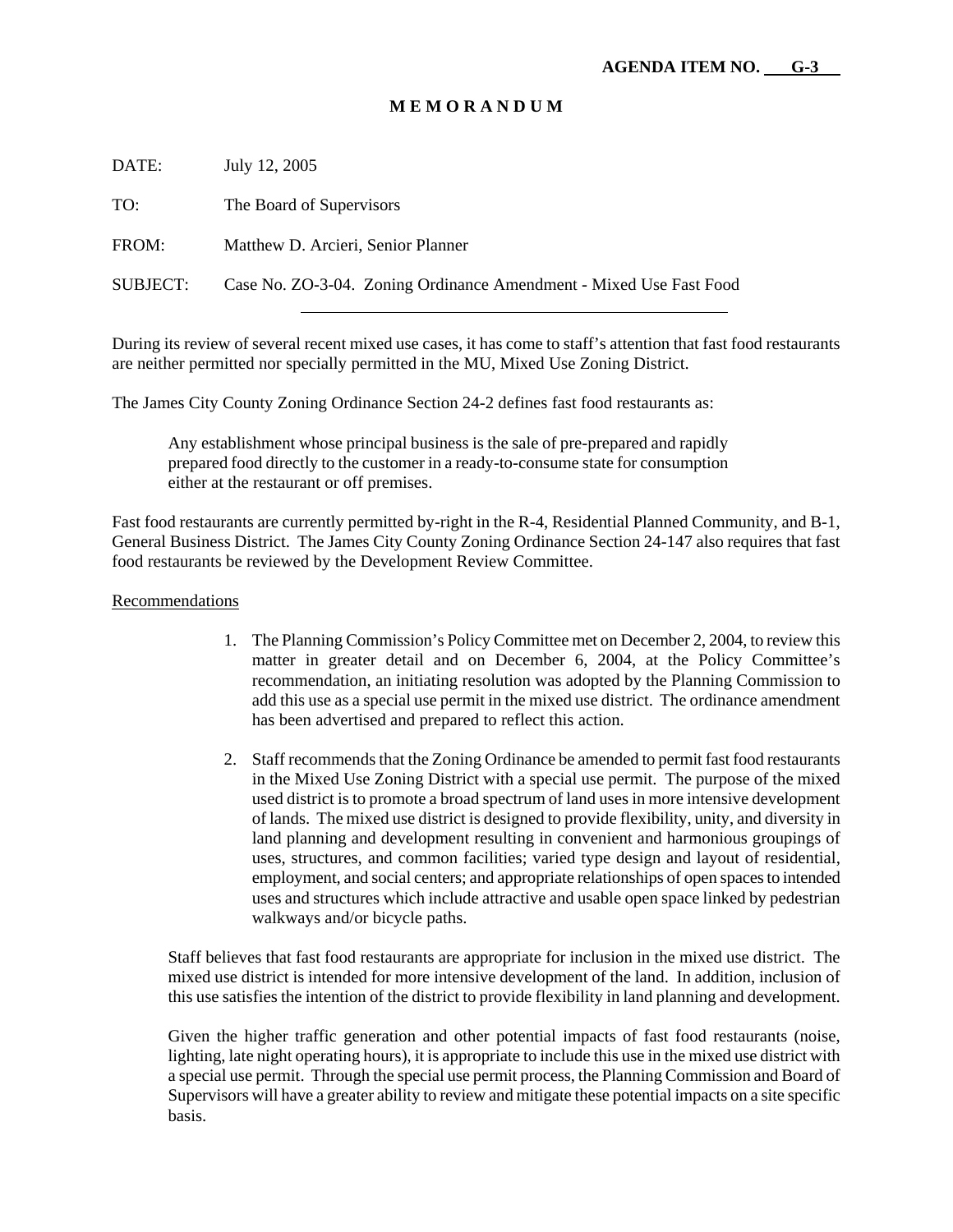**AGENDA ITEM NO. G-3**

**M E M O R A N D U M**

DATE: July 12, 2005

TO: The Board of Supervisors

FROM: Matthew D. Arcieri, Senior Planner

SUBJECT: Case No. ZO-3-04. Zoning Ordinance Amendment - Mixed Use Fast Food

---

During its review of several recent mixed use cases, it has come to staff's attention that fast food restaurants are neither permitted nor specially permitted in the MU, Mixed Use Zoning District.

The James City County Zoning Ordinance Section 24-2 defines fast food restaurants as:

> Any establishment whose principal business is the sale of pre-prepared and rapidly prepared food directly to the customer in a ready-to-consume state for consumption either at the restaurant or off premises.

Fast food restaurants are currently permitted by-right in the R-4, Residential Planned Community, and B-1, General Business District. The James City County Zoning Ordinance Section 24-147 also requires that fast food restaurants be reviewed by the Development Review Committee.

Recommendations

1. The Planning Commission's Policy Committee met on December 2, 2004, to review this matter in greater detail and on December 6, 2004, at the Policy Committee's recommendation, an initiating resolution was adopted by the Planning Commission to add this use as a special use permit in the mixed use district. The ordinance amendment has been advertised and prepared to reflect this action.

2. Staff recommends that the Zoning Ordinance be amended to permit fast food restaurants in the Mixed Use Zoning District with a special use permit. The purpose of the mixed used district is to promote a broad spectrum of land uses in more intensive development of lands. The mixed use district is designed to provide flexibility, unity, and diversity in land planning and development resulting in convenient and harmonious groupings of uses, structures, and common facilities; varied type design and layout of residential, employment, and social centers; and appropriate relationships of open spaces to intended uses and structures which include attractive and usable open space linked by pedestrian walkways and/or bicycle paths.

Staff believes that fast food restaurants are appropriate for inclusion in the mixed use district. The mixed use district is intended for more intensive development of the land. In addition, inclusion of this use satisfies the intention of the district to provide flexibility in land planning and development.

Given the higher traffic generation and other potential impacts of fast food restaurants (noise, lighting, late night operating hours), it is appropriate to include this use in the mixed use district with a special use permit. Through the special use permit process, the Planning Commission and Board of Supervisors will have a greater ability to review and mitigate these potential impacts on a site specific basis.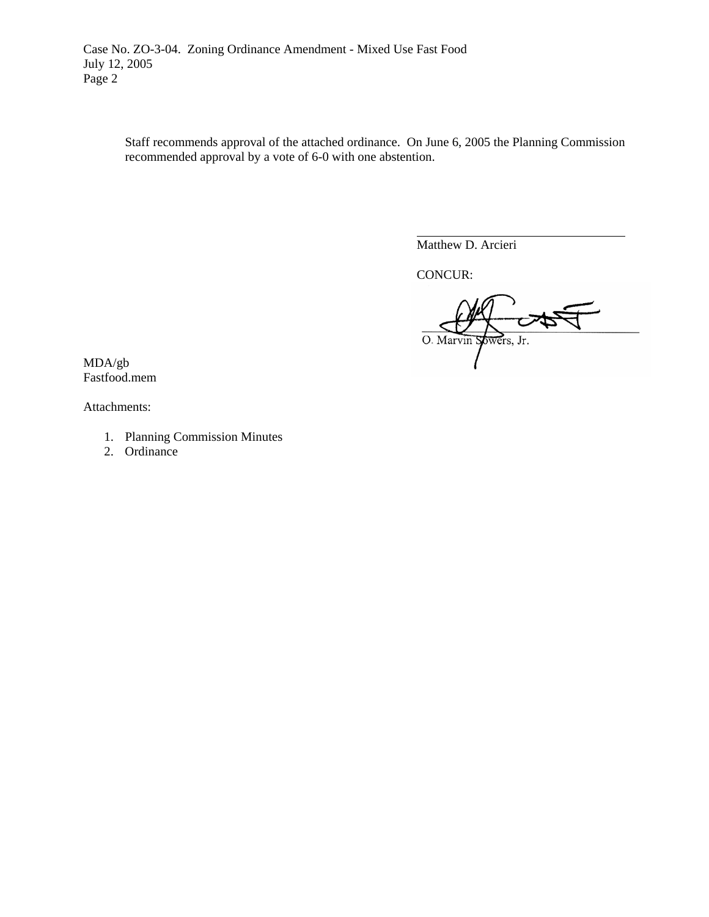Staff recommends approval of the attached ordinance. On June 6, 2005 the Planning Commission recommended approval by a vote of 6-0 with one abstention.

Matthew D. Arcieri

CONCUR:

O. Marvin Sowers, Jr.

MDA/gb
Fastfood.mem

Attachments:

1. Planning Commission Minutes
2. Ordinance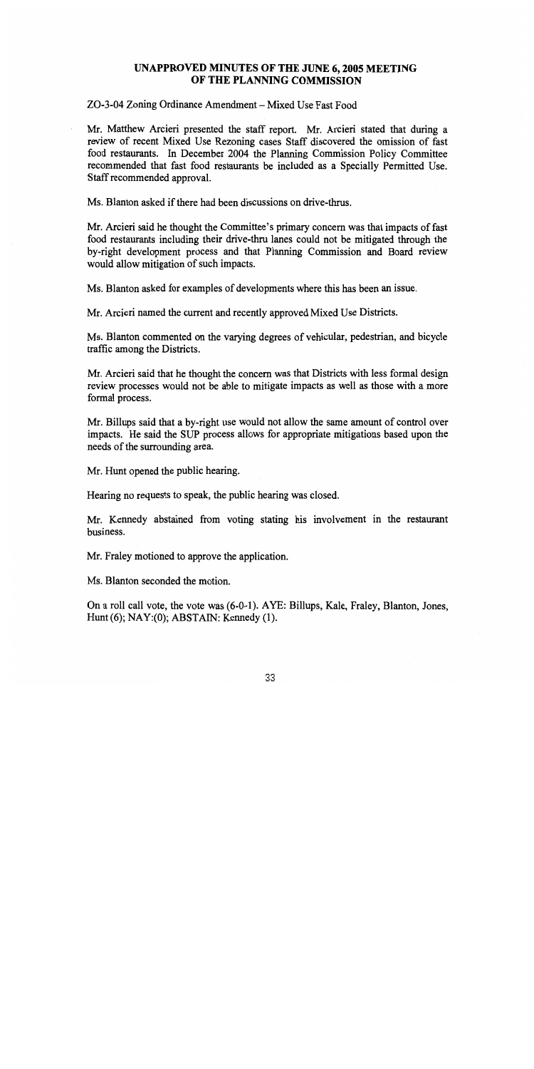# UNAPPROVED MINUTES OF THE JUNE 6, 2005 MEETING OF THE PLANNING COMMISSION

ZO-3-04 Zoning Ordinance Amendment – Mixed Use Fast Food

Mr. Matthew Arcieri presented the staff report. Mr. Arcieri stated that during a review of recent Mixed Use Rezoning cases Staff discovered the omission of fast food restaurants. In December 2004 the Planning Commission Policy Committee recommended that fast food restaurants be included as a Specially Permitted Use. Staff recommended approval.

Ms. Blanton asked if there had been discussions on drive-thrus.

Mr. Arcieri said he thought the Committee's primary concern was that impacts of fast food restaurants including their drive-thru lanes could not be mitigated through the by-right development process and that Planning Commission and Board review would allow mitigation of such impacts.

Ms. Blanton asked for examples of developments where this has been an issue.

Mr. Arcieri named the current and recently approved Mixed Use Districts.

Ms. Blanton commented on the varying degrees of vehicular, pedestrian, and bicycle traffic among the Districts.

Mr. Arcieri said that he thought the concern was that Districts with less formal design review processes would not be able to mitigate impacts as well as those with a more formal process.

Mr. Billups said that a by-right use would not allow the same amount of control over impacts. He said the SUP process allows for appropriate mitigations based upon the needs of the surrounding area.

Mr. Hunt opened the public hearing.

Hearing no requests to speak, the public hearing was closed.

Mr. Kennedy abstained from voting stating his involvement in the restaurant business.

Mr. Fraley motioned to approve the application.

Ms. Blanton seconded the motion.

On a roll call vote, the vote was (6-0-1). AYE: Billups, Kale, Fraley, Blanton, Jones, Hunt (6); NAY:(0); ABSTAIN: Kennedy (1).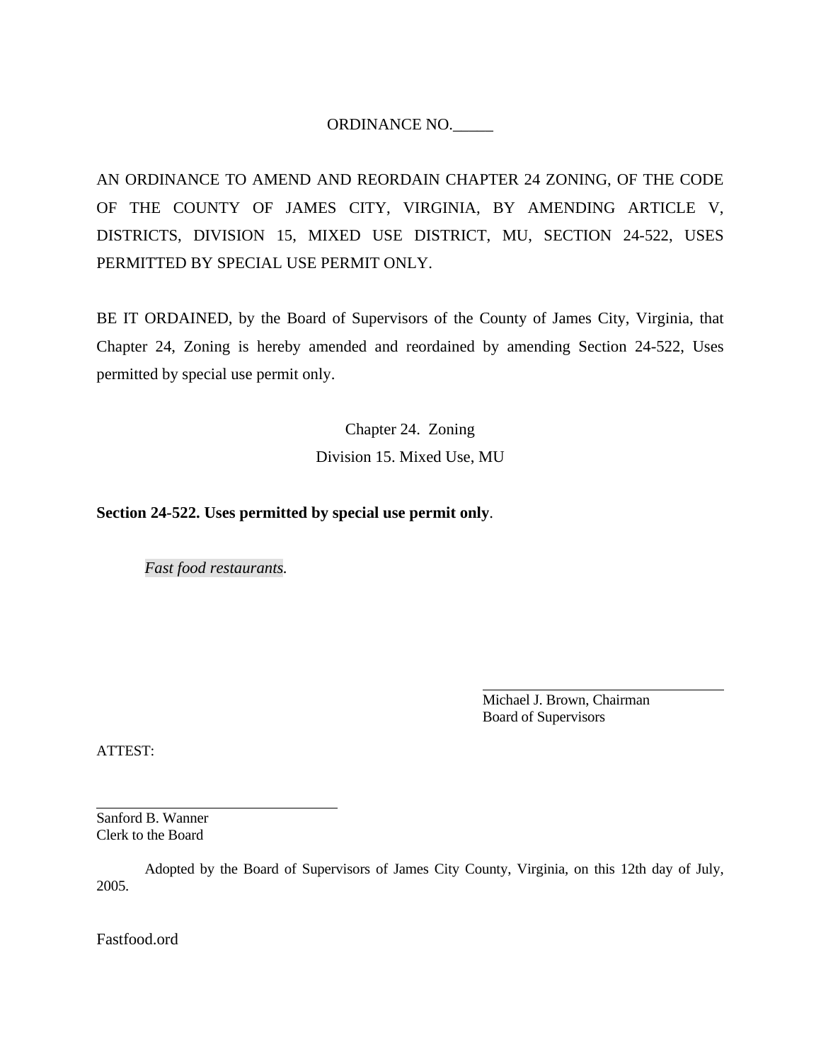ORDINANCE NO.\_\_\_\_\_

AN ORDINANCE TO AMEND AND REORDAIN CHAPTER 24 ZONING, OF THE CODE OF THE COUNTY OF JAMES CITY, VIRGINIA, BY AMENDING ARTICLE V, DISTRICTS, DIVISION 15, MIXED USE DISTRICT, MU, SECTION 24-522, USES PERMITTED BY SPECIAL USE PERMIT ONLY.

BE IT ORDAINED, by the Board of Supervisors of the County of James City, Virginia, that Chapter 24, Zoning is hereby amended and reordained by amending Section 24-522, Uses permitted by special use permit only.

Chapter 24. Zoning

Division 15. Mixed Use, MU

**Section 24-522. Uses permitted by special use permit only**.

*Fast food restaurants.*

\_\_\_\_\_\_\_\_\_\_\_\_\_\_\_\_\_\_\_\_\_\_\_\_\_\_\_\_\_\_\_\_\_\_\_\_

Michael J. Brown, Chairman
Board of Supervisors

ATTEST:

\_\_\_\_\_\_\_\_\_\_\_\_\_\_\_\_\_\_\_\_\_\_\_\_\_\_\_\_\_\_\_\_\_\_\_\_

Sanford B. Wanner
Clerk to the Board

Adopted by the Board of Supervisors of James City County, Virginia, on this 12th day of July, 2005.

Fastfood.ord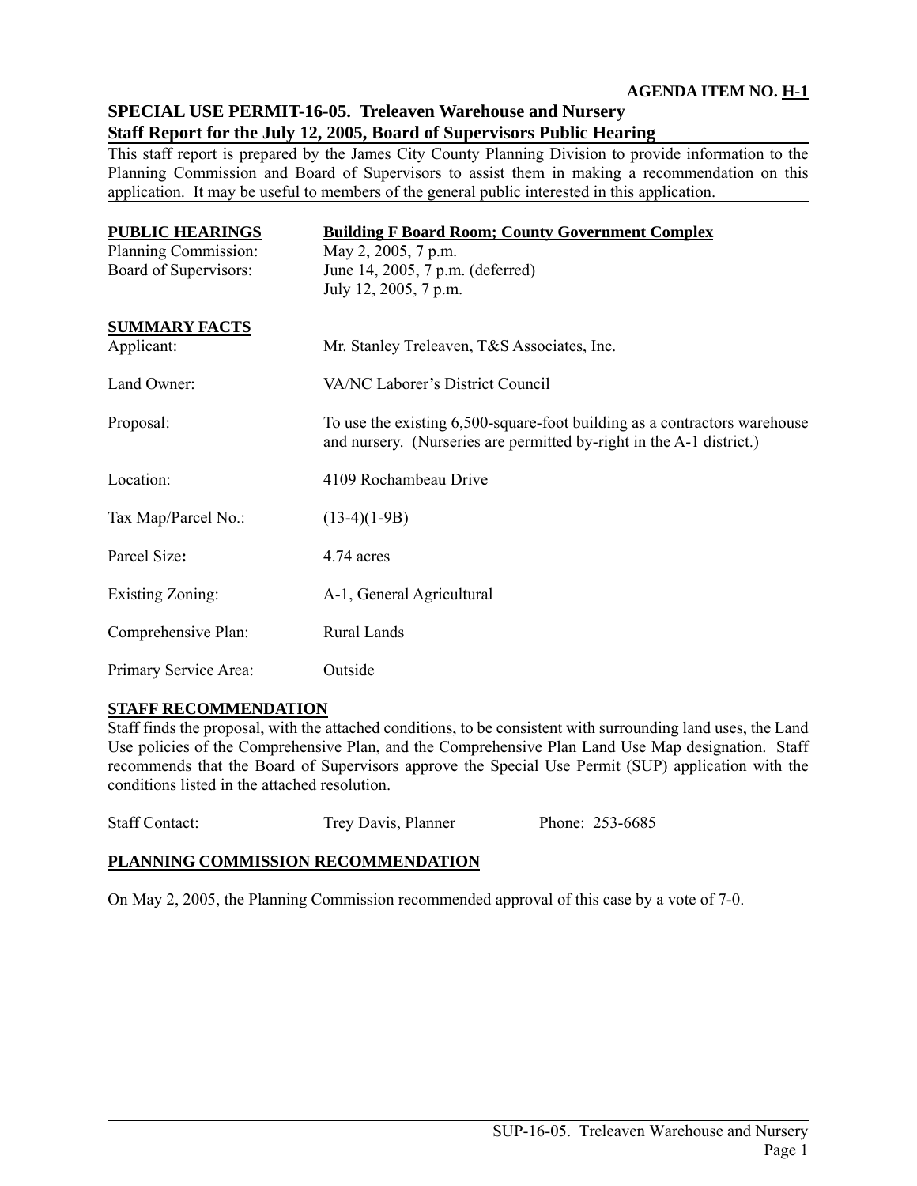**AGENDA ITEM NO. H-1**

## SPECIAL USE PERMIT-16-05. Treleaven Warehouse and Nursery
## Staff Report for the July 12, 2005, Board of Supervisors Public Hearing

This staff report is prepared by the James City County Planning Division to provide information to the Planning Commission and Board of Supervisors to assist them in making a recommendation on this application. It may be useful to members of the general public interested in this application.

| **PUBLIC HEARINGS** | **Building F Board Room; County Government Complex** |
| --- | --- |
| Planning Commission: | May 2, 2005, 7 p.m. |
| Board of Supervisors: | June 14, 2005, 7 p.m. (deferred)<br>July 12, 2005, 7 p.m. |

**SUMMARY FACTS**

| | |
| --- | --- |
| Applicant: | Mr. Stanley Treleaven, T&S Associates, Inc. |
| Land Owner: | VA/NC Laborer's District Council |
| Proposal: | To use the existing 6,500-square-foot building as a contractors warehouse and nursery. (Nurseries are permitted by-right in the A-1 district.) |
| Location: | 4109 Rochambeau Drive |
| Tax Map/Parcel No.: | (13-4)(1-9B) |
| Parcel Size: | 4.74 acres |
| Existing Zoning: | A-1, General Agricultural |
| Comprehensive Plan: | Rural Lands |
| Primary Service Area: | Outside |

**STAFF RECOMMENDATION**

Staff finds the proposal, with the attached conditions, to be consistent with surrounding land uses, the Land Use policies of the Comprehensive Plan, and the Comprehensive Plan Land Use Map designation. Staff recommends that the Board of Supervisors approve the Special Use Permit (SUP) application with the conditions listed in the attached resolution.

Staff Contact: Trey Davis, Planner Phone: 253-6685

**PLANNING COMMISSION RECOMMENDATION**

On May 2, 2005, the Planning Commission recommended approval of this case by a vote of 7-0.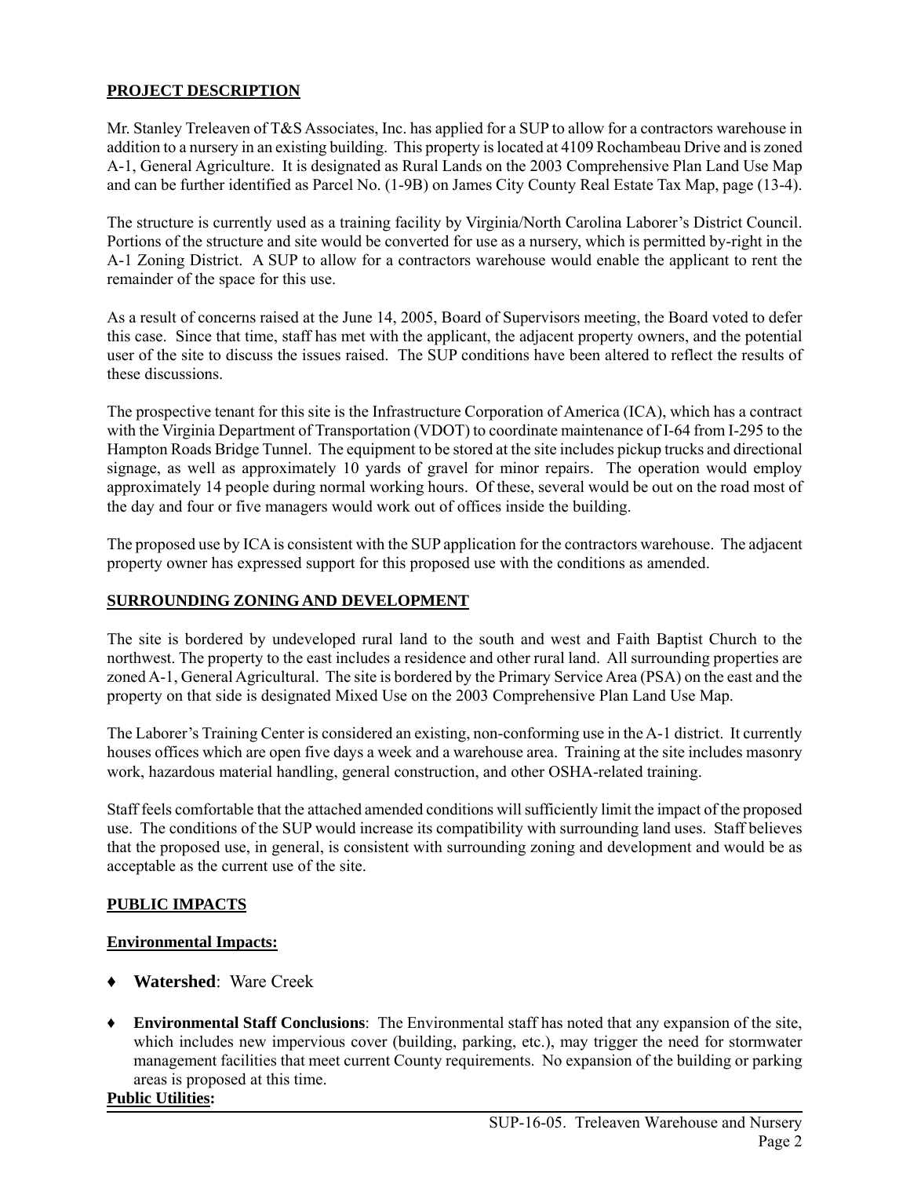## PROJECT DESCRIPTION

Mr. Stanley Treleaven of T&S Associates, Inc. has applied for a SUP to allow for a contractors warehouse in addition to a nursery in an existing building. This property is located at 4109 Rochambeau Drive and is zoned A-1, General Agriculture. It is designated as Rural Lands on the 2003 Comprehensive Plan Land Use Map and can be further identified as Parcel No. (1-9B) on James City County Real Estate Tax Map, page (13-4).

The structure is currently used as a training facility by Virginia/North Carolina Laborer's District Council. Portions of the structure and site would be converted for use as a nursery, which is permitted by-right in the A-1 Zoning District. A SUP to allow for a contractors warehouse would enable the applicant to rent the remainder of the space for this use.

As a result of concerns raised at the June 14, 2005, Board of Supervisors meeting, the Board voted to defer this case. Since that time, staff has met with the applicant, the adjacent property owners, and the potential user of the site to discuss the issues raised. The SUP conditions have been altered to reflect the results of these discussions.

The prospective tenant for this site is the Infrastructure Corporation of America (ICA), which has a contract with the Virginia Department of Transportation (VDOT) to coordinate maintenance of I-64 from I-295 to the Hampton Roads Bridge Tunnel. The equipment to be stored at the site includes pickup trucks and directional signage, as well as approximately 10 yards of gravel for minor repairs. The operation would employ approximately 14 people during normal working hours. Of these, several would be out on the road most of the day and four or five managers would work out of offices inside the building.

The proposed use by ICA is consistent with the SUP application for the contractors warehouse. The adjacent property owner has expressed support for this proposed use with the conditions as amended.

## SURROUNDING ZONING AND DEVELOPMENT

The site is bordered by undeveloped rural land to the south and west and Faith Baptist Church to the northwest. The property to the east includes a residence and other rural land. All surrounding properties are zoned A-1, General Agricultural. The site is bordered by the Primary Service Area (PSA) on the east and the property on that side is designated Mixed Use on the 2003 Comprehensive Plan Land Use Map.

The Laborer's Training Center is considered an existing, non-conforming use in the A-1 district. It currently houses offices which are open five days a week and a warehouse area. Training at the site includes masonry work, hazardous material handling, general construction, and other OSHA-related training.

Staff feels comfortable that the attached amended conditions will sufficiently limit the impact of the proposed use. The conditions of the SUP would increase its compatibility with surrounding land uses. Staff believes that the proposed use, in general, is consistent with surrounding zoning and development and would be as acceptable as the current use of the site.

## PUBLIC IMPACTS

### Environmental Impacts:

- **Watershed**: Ware Creek

- **Environmental Staff Conclusions**: The Environmental staff has noted that any expansion of the site, which includes new impervious cover (building, parking, etc.), may trigger the need for stormwater management facilities that meet current County requirements. No expansion of the building or parking areas is proposed at this time.

### Public Utilities: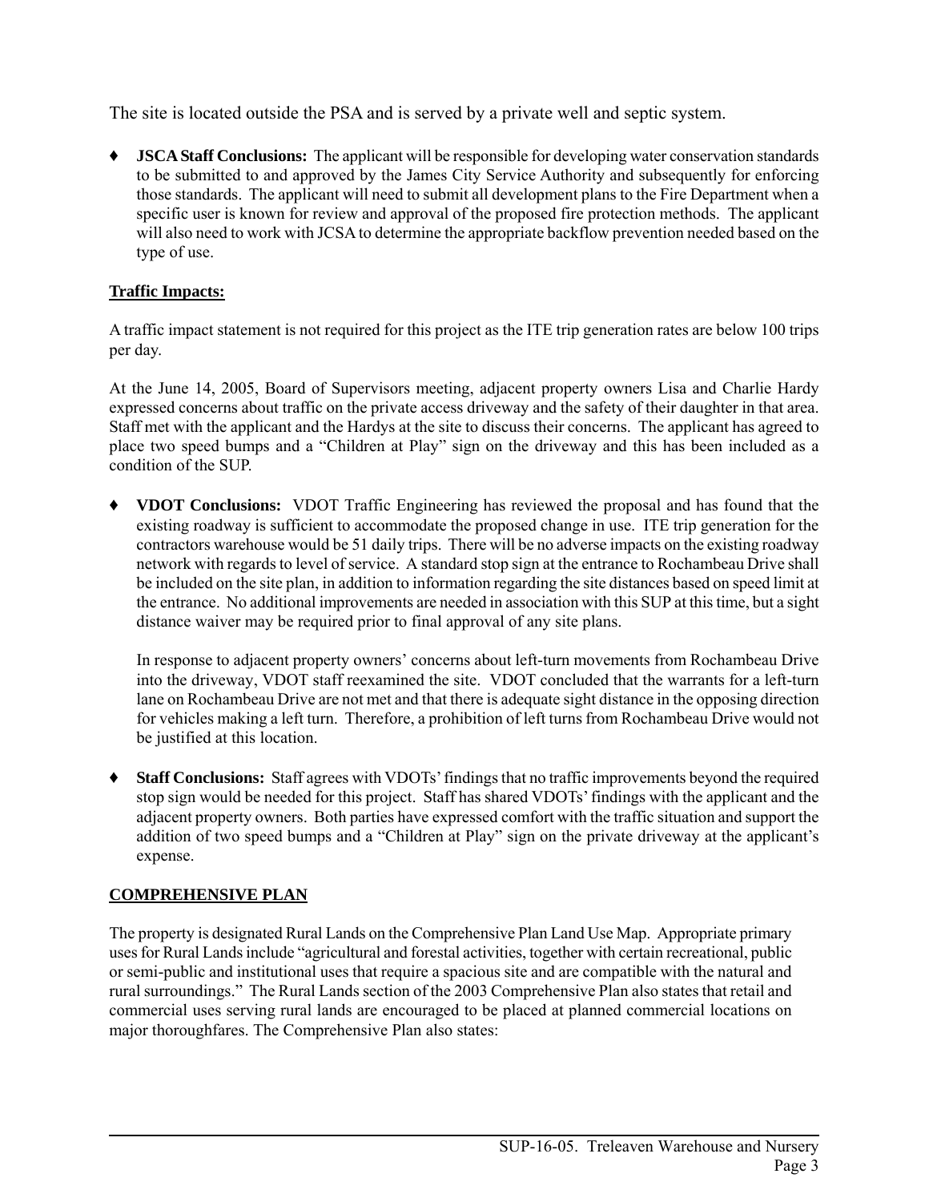The site is located outside the PSA and is served by a private well and septic system.

- ♦ **JSCA Staff Conclusions:** The applicant will be responsible for developing water conservation standards to be submitted to and approved by the James City Service Authority and subsequently for enforcing those standards. The applicant will need to submit all development plans to the Fire Department when a specific user is known for review and approval of the proposed fire protection methods. The applicant will also need to work with JCSA to determine the appropriate backflow prevention needed based on the type of use.

**Traffic Impacts:**

A traffic impact statement is not required for this project as the ITE trip generation rates are below 100 trips per day.

At the June 14, 2005, Board of Supervisors meeting, adjacent property owners Lisa and Charlie Hardy expressed concerns about traffic on the private access driveway and the safety of their daughter in that area. Staff met with the applicant and the Hardys at the site to discuss their concerns. The applicant has agreed to place two speed bumps and a "Children at Play" sign on the driveway and this has been included as a condition of the SUP.

- ♦ **VDOT Conclusions:** VDOT Traffic Engineering has reviewed the proposal and has found that the existing roadway is sufficient to accommodate the proposed change in use. ITE trip generation for the contractors warehouse would be 51 daily trips. There will be no adverse impacts on the existing roadway network with regards to level of service. A standard stop sign at the entrance to Rochambeau Drive shall be included on the site plan, in addition to information regarding the site distances based on speed limit at the entrance. No additional improvements are needed in association with this SUP at this time, but a sight distance waiver may be required prior to final approval of any site plans.

  In response to adjacent property owners' concerns about left-turn movements from Rochambeau Drive into the driveway, VDOT staff reexamined the site. VDOT concluded that the warrants for a left-turn lane on Rochambeau Drive are not met and that there is adequate sight distance in the opposing direction for vehicles making a left turn. Therefore, a prohibition of left turns from Rochambeau Drive would not be justified at this location.

- ♦ **Staff Conclusions:** Staff agrees with VDOTs' findings that no traffic improvements beyond the required stop sign would be needed for this project. Staff has shared VDOTs' findings with the applicant and the adjacent property owners. Both parties have expressed comfort with the traffic situation and support the addition of two speed bumps and a "Children at Play" sign on the private driveway at the applicant's expense.

**COMPREHENSIVE PLAN**

The property is designated Rural Lands on the Comprehensive Plan Land Use Map. Appropriate primary uses for Rural Lands include "agricultural and forestal activities, together with certain recreational, public or semi-public and institutional uses that require a spacious site and are compatible with the natural and rural surroundings." The Rural Lands section of the 2003 Comprehensive Plan also states that retail and commercial uses serving rural lands are encouraged to be placed at planned commercial locations on major thoroughfares. The Comprehensive Plan also states: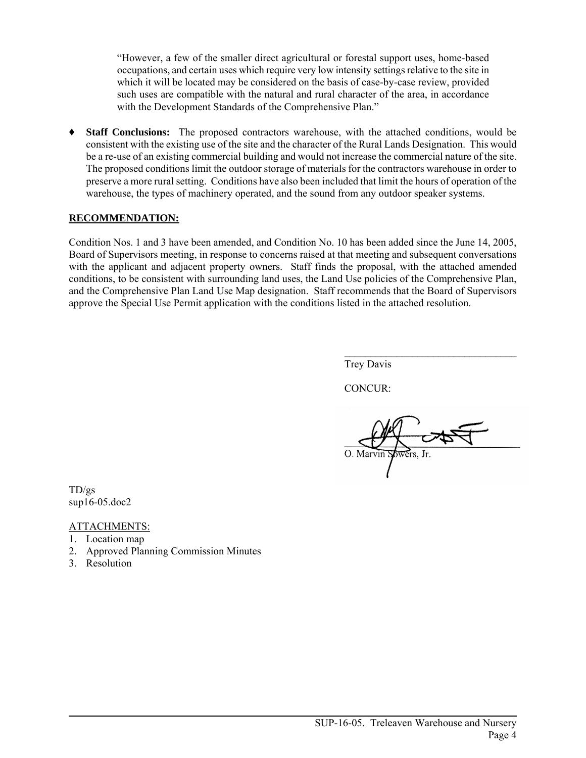> "However, a few of the smaller direct agricultural or forestal support uses, home-based occupations, and certain uses which require very low intensity settings relative to the site in which it will be located may be considered on the basis of case-by-case review, provided such uses are compatible with the natural and rural character of the area, in accordance with the Development Standards of the Comprehensive Plan."

- ♦ **Staff Conclusions:** The proposed contractors warehouse, with the attached conditions, would be consistent with the existing use of the site and the character of the Rural Lands Designation. This would be a re-use of an existing commercial building and would not increase the commercial nature of the site. The proposed conditions limit the outdoor storage of materials for the contractors warehouse in order to preserve a more rural setting. Conditions have also been included that limit the hours of operation of the warehouse, the types of machinery operated, and the sound from any outdoor speaker systems.

**RECOMMENDATION:**

Condition Nos. 1 and 3 have been amended, and Condition No. 10 has been added since the June 14, 2005, Board of Supervisors meeting, in response to concerns raised at that meeting and subsequent conversations with the applicant and adjacent property owners. Staff finds the proposal, with the attached amended conditions, to be consistent with surrounding land uses, the Land Use policies of the Comprehensive Plan, and the Comprehensive Plan Land Use Map designation. Staff recommends that the Board of Supervisors approve the Special Use Permit application with the conditions listed in the attached resolution.

Trey Davis

CONCUR:

O. Marvin Sowers, Jr.

TD/gs
sup16-05.doc2

ATTACHMENTS:

1. Location map
2. Approved Planning Commission Minutes
3. Resolution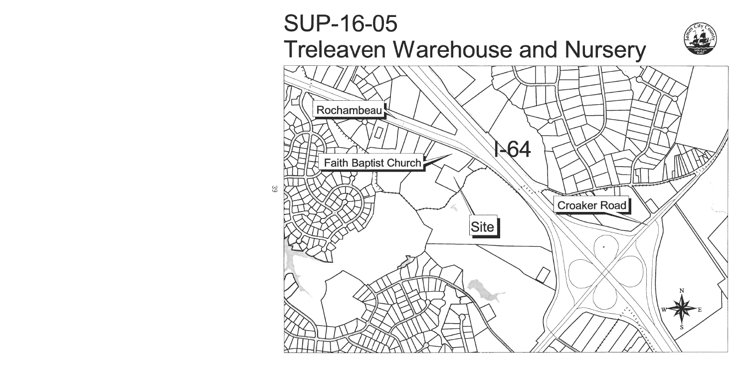# SUP-16-05
# Treleaven Warehouse and Nursery

Rochambeau

Faith Baptist Church

I-64

Site

Croaker Road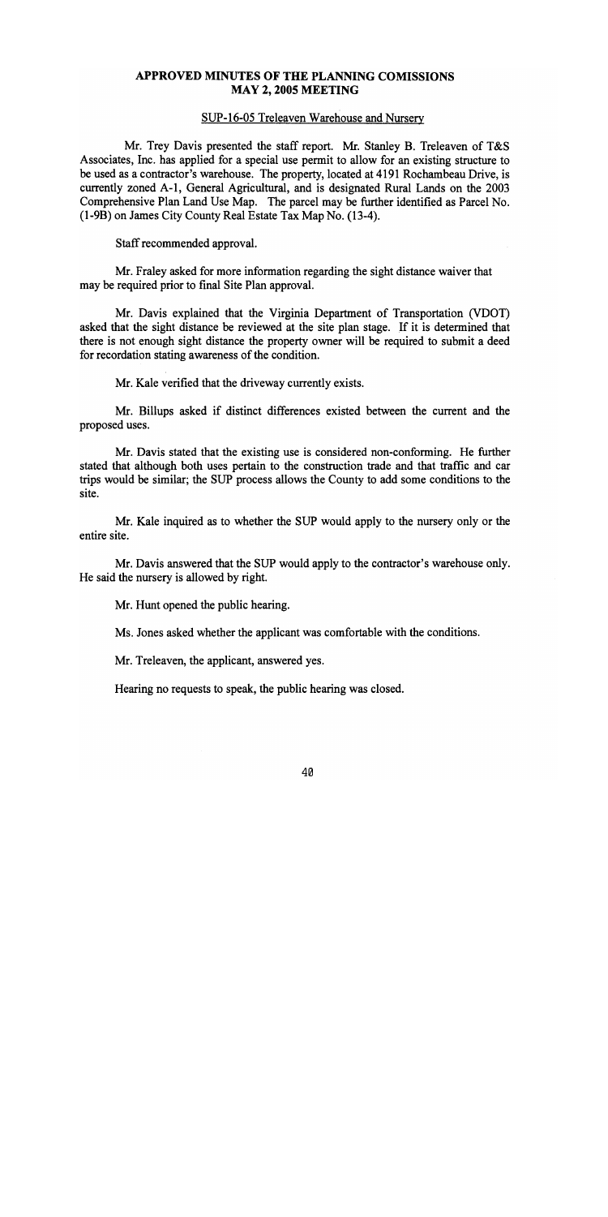# APPROVED MINUTES OF THE PLANNING COMISSIONS MAY 2, 2005 MEETING

SUP-16-05 Treleaven Warehouse and Nursery

Mr. Trey Davis presented the staff report. Mr. Stanley B. Treleaven of T&S Associates, Inc. has applied for a special use permit to allow for an existing structure to be used as a contractor's warehouse. The property, located at 4191 Rochambeau Drive, is currently zoned A-1, General Agricultural, and is designated Rural Lands on the 2003 Comprehensive Plan Land Use Map. The parcel may be further identified as Parcel No. (1-9B) on James City County Real Estate Tax Map No. (13-4).

Staff recommended approval.

Mr. Fraley asked for more information regarding the sight distance waiver that may be required prior to final Site Plan approval.

Mr. Davis explained that the Virginia Department of Transportation (VDOT) asked that the sight distance be reviewed at the site plan stage. If it is determined that there is not enough sight distance the property owner will be required to submit a deed for recordation stating awareness of the condition.

Mr. Kale verified that the driveway currently exists.

Mr. Billups asked if distinct differences existed between the current and the proposed uses.

Mr. Davis stated that the existing use is considered non-conforming. He further stated that although both uses pertain to the construction trade and that traffic and car trips would be similar; the SUP process allows the County to add some conditions to the site.

Mr. Kale inquired as to whether the SUP would apply to the nursery only or the entire site.

Mr. Davis answered that the SUP would apply to the contractor's warehouse only. He said the nursery is allowed by right.

Mr. Hunt opened the public hearing.

Ms. Jones asked whether the applicant was comfortable with the conditions.

Mr. Treleaven, the applicant, answered yes.

Hearing no requests to speak, the public hearing was closed.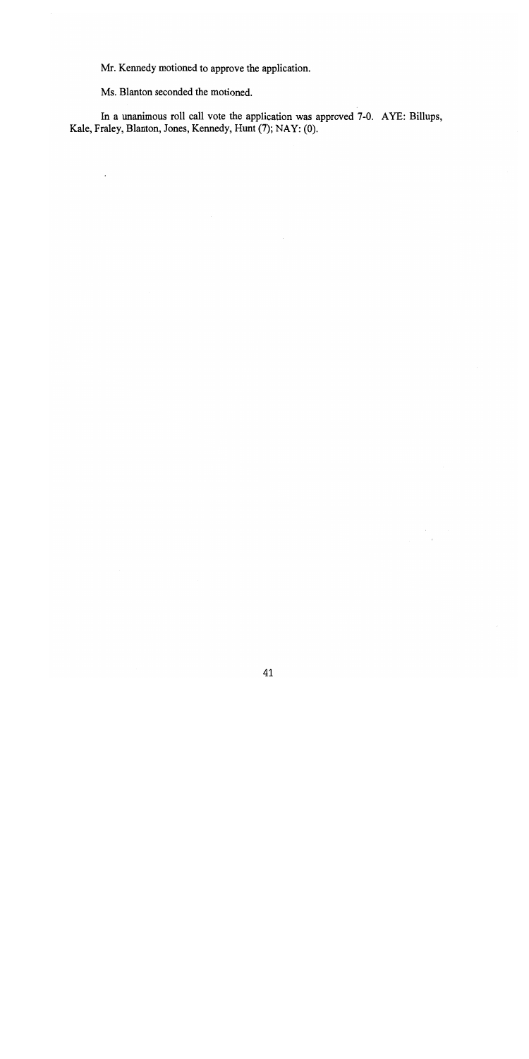Mr. Kennedy motioned to approve the application.

Ms. Blanton seconded the motioned.

In a unanimous roll call vote the application was approved 7-0. AYE: Billups, Kale, Fraley, Blanton, Jones, Kennedy, Hunt (7); NAY: (0).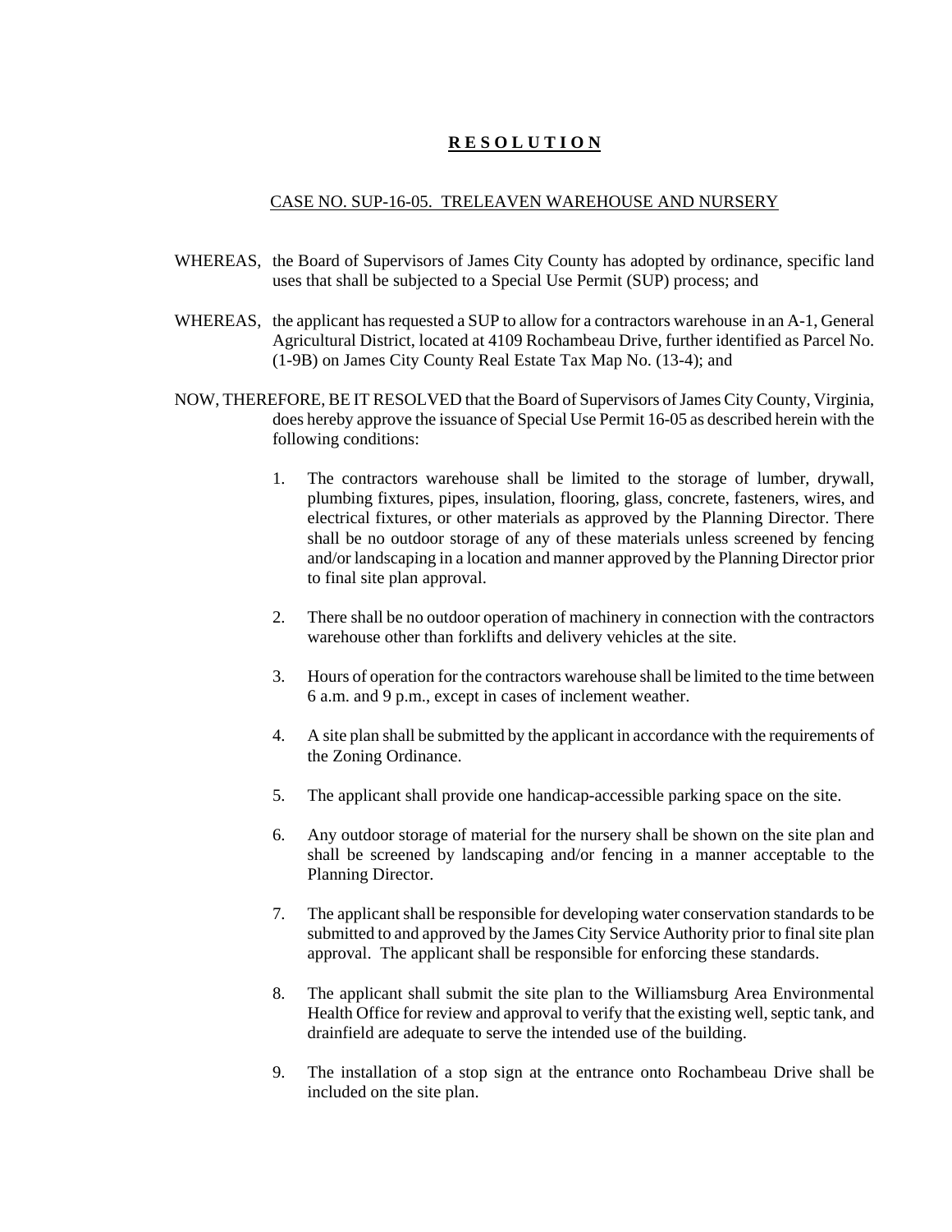# R E S O L U T I O N

CASE NO. SUP-16-05. TRELEAVEN WAREHOUSE AND NURSERY

WHEREAS, the Board of Supervisors of James City County has adopted by ordinance, specific land uses that shall be subjected to a Special Use Permit (SUP) process; and

WHEREAS, the applicant has requested a SUP to allow for a contractors warehouse in an A-1, General Agricultural District, located at 4109 Rochambeau Drive, further identified as Parcel No. (1-9B) on James City County Real Estate Tax Map No. (13-4); and

NOW, THEREFORE, BE IT RESOLVED that the Board of Supervisors of James City County, Virginia, does hereby approve the issuance of Special Use Permit 16-05 as described herein with the following conditions:

1. The contractors warehouse shall be limited to the storage of lumber, drywall, plumbing fixtures, pipes, insulation, flooring, glass, concrete, fasteners, wires, and electrical fixtures, or other materials as approved by the Planning Director. There shall be no outdoor storage of any of these materials unless screened by fencing and/or landscaping in a location and manner approved by the Planning Director prior to final site plan approval.

2. There shall be no outdoor operation of machinery in connection with the contractors warehouse other than forklifts and delivery vehicles at the site.

3. Hours of operation for the contractors warehouse shall be limited to the time between 6 a.m. and 9 p.m., except in cases of inclement weather.

4. A site plan shall be submitted by the applicant in accordance with the requirements of the Zoning Ordinance.

5. The applicant shall provide one handicap-accessible parking space on the site.

6. Any outdoor storage of material for the nursery shall be shown on the site plan and shall be screened by landscaping and/or fencing in a manner acceptable to the Planning Director.

7. The applicant shall be responsible for developing water conservation standards to be submitted to and approved by the James City Service Authority prior to final site plan approval. The applicant shall be responsible for enforcing these standards.

8. The applicant shall submit the site plan to the Williamsburg Area Environmental Health Office for review and approval to verify that the existing well, septic tank, and drainfield are adequate to serve the intended use of the building.

9. The installation of a stop sign at the entrance onto Rochambeau Drive shall be included on the site plan.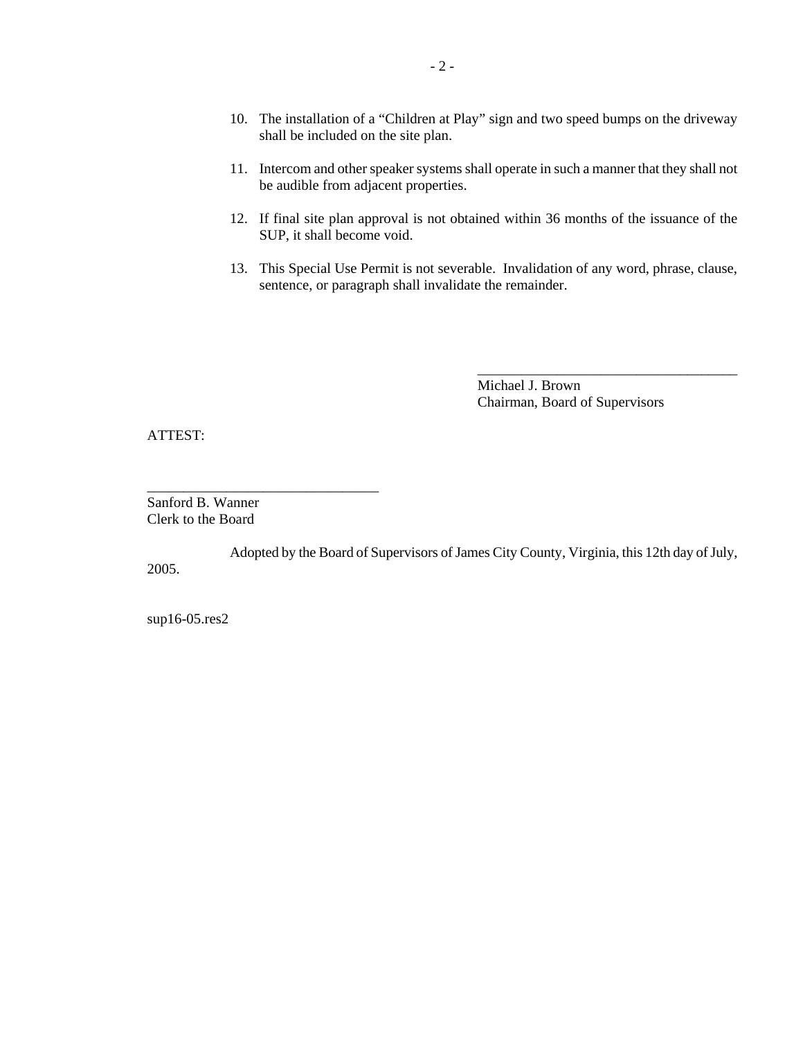10. The installation of a "Children at Play" sign and two speed bumps on the driveway shall be included on the site plan.

11. Intercom and other speaker systems shall operate in such a manner that they shall not be audible from adjacent properties.

12. If final site plan approval is not obtained within 36 months of the issuance of the SUP, it shall become void.

13. This Special Use Permit is not severable. Invalidation of any word, phrase, clause, sentence, or paragraph shall invalidate the remainder.

____________________________________
Michael J. Brown
Chairman, Board of Supervisors

ATTEST:

________________________________
Sanford B. Wanner
Clerk to the Board

Adopted by the Board of Supervisors of James City County, Virginia, this 12th day of July, 2005.

sup16-05.res2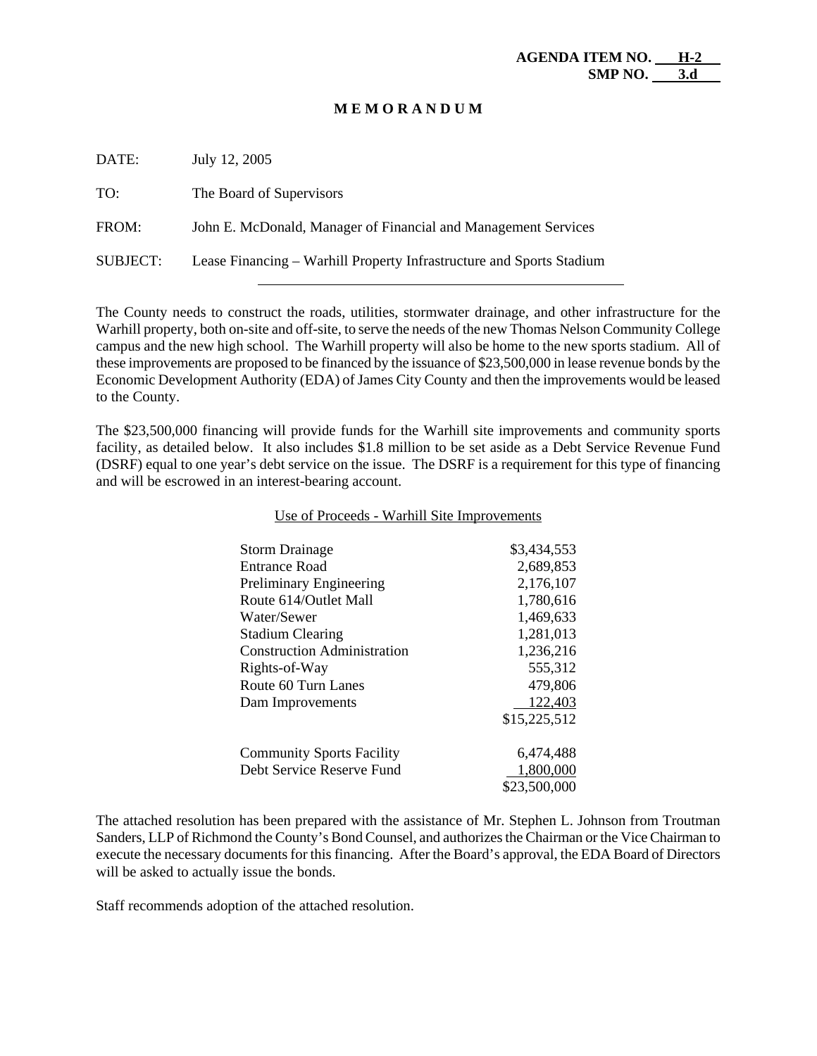**AGENDA ITEM NO. H-2**
**SMP NO. 3.d**

# M E M O R A N D U M

DATE: July 12, 2005

TO: The Board of Supervisors

FROM: John E. McDonald, Manager of Financial and Management Services

SUBJECT: Lease Financing – Warhill Property Infrastructure and Sports Stadium

---

The County needs to construct the roads, utilities, stormwater drainage, and other infrastructure for the Warhill property, both on-site and off-site, to serve the needs of the new Thomas Nelson Community College campus and the new high school. The Warhill property will also be home to the new sports stadium. All of these improvements are proposed to be financed by the issuance of $23,500,000 in lease revenue bonds by the Economic Development Authority (EDA) of James City County and then the improvements would be leased to the County.

The $23,500,000 financing will provide funds for the Warhill site improvements and community sports facility, as detailed below. It also includes $1.8 million to be set aside as a Debt Service Revenue Fund (DSRF) equal to one year's debt service on the issue. The DSRF is a requirement for this type of financing and will be escrowed in an interest-bearing account.

Use of Proceeds - Warhill Site Improvements

| | |
|---|---:|
| Storm Drainage | $3,434,553 |
| Entrance Road | 2,689,853 |
| Preliminary Engineering | 2,176,107 |
| Route 614/Outlet Mall | 1,780,616 |
| Water/Sewer | 1,469,633 |
| Stadium Clearing | 1,281,013 |
| Construction Administration | 1,236,216 |
| Rights-of-Way | 555,312 |
| Route 60 Turn Lanes | 479,806 |
| Dam Improvements | 122,403 |
| | $15,225,512 |
| Community Sports Facility | 6,474,488 |
| Debt Service Reserve Fund | 1,800,000 |
| | $23,500,000 |

The attached resolution has been prepared with the assistance of Mr. Stephen L. Johnson from Troutman Sanders, LLP of Richmond the County's Bond Counsel, and authorizes the Chairman or the Vice Chairman to execute the necessary documents for this financing. After the Board's approval, the EDA Board of Directors will be asked to actually issue the bonds.

Staff recommends adoption of the attached resolution.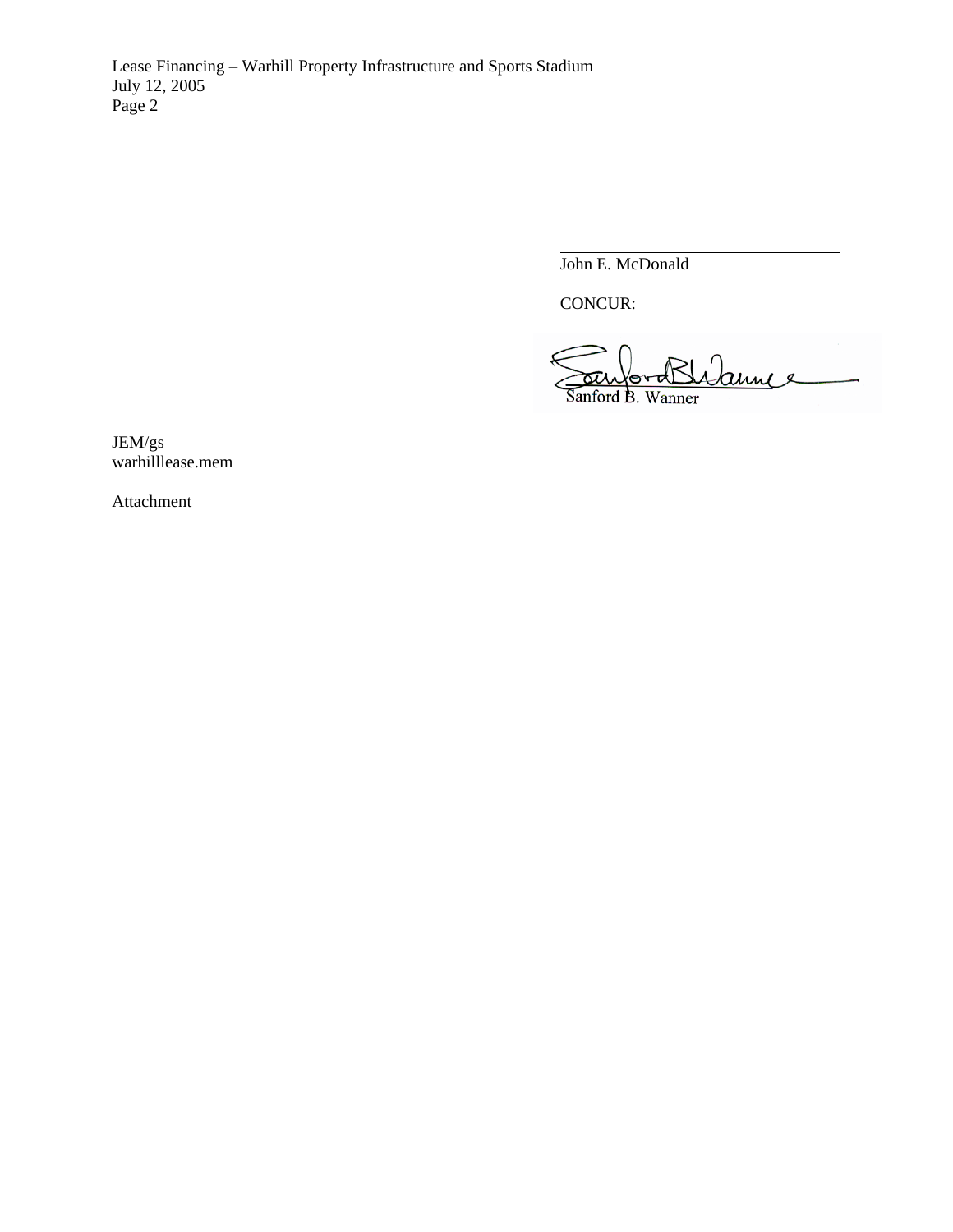John E. McDonald

CONCUR:

Sanford B. Wanner

JEM/gs
warhilllease.mem

Attachment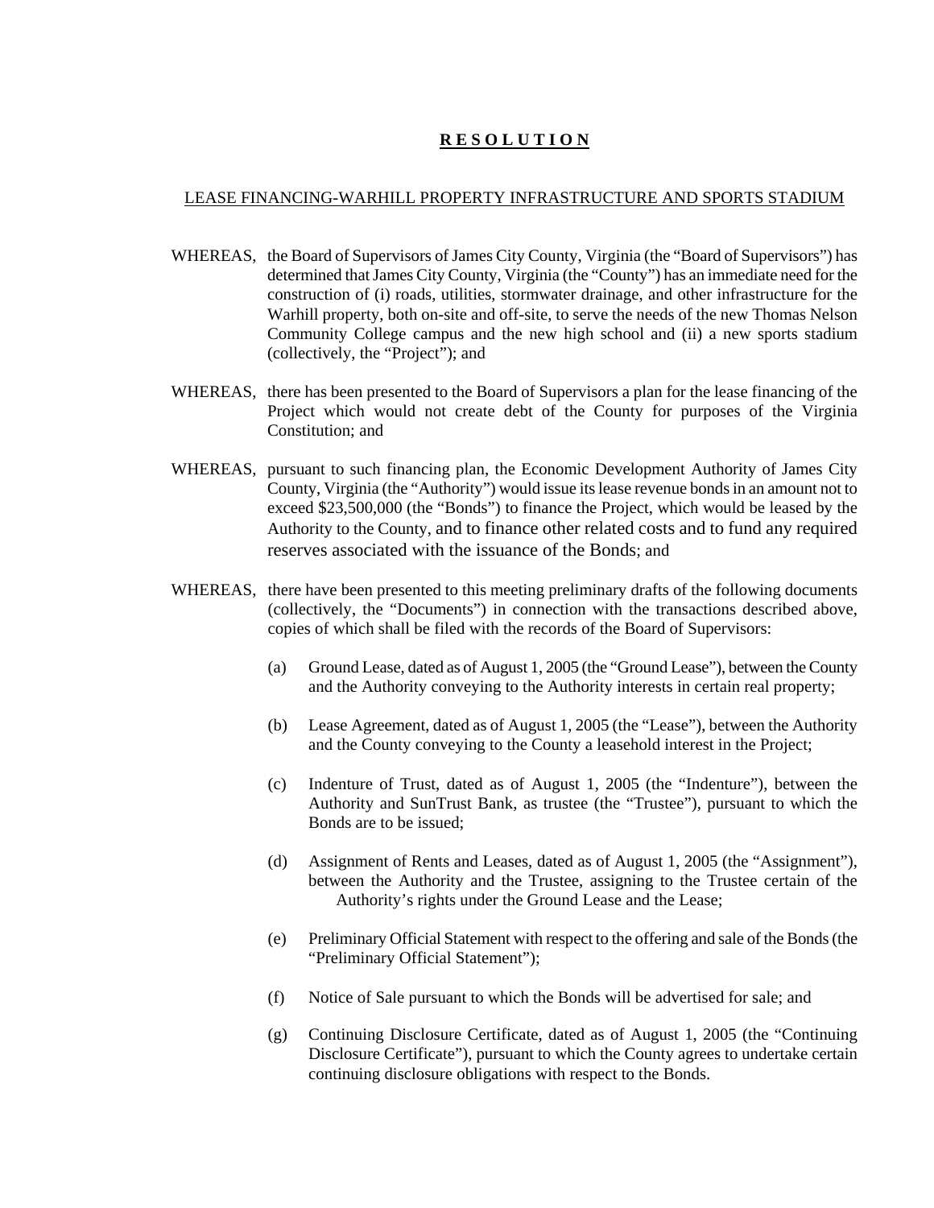# **R E S O L U T I O N**

LEASE FINANCING-WARHILL PROPERTY INFRASTRUCTURE AND SPORTS STADIUM

WHEREAS, the Board of Supervisors of James City County, Virginia (the "Board of Supervisors") has determined that James City County, Virginia (the "County") has an immediate need for the construction of (i) roads, utilities, stormwater drainage, and other infrastructure for the Warhill property, both on-site and off-site, to serve the needs of the new Thomas Nelson Community College campus and the new high school and (ii) a new sports stadium (collectively, the "Project"); and

WHEREAS, there has been presented to the Board of Supervisors a plan for the lease financing of the Project which would not create debt of the County for purposes of the Virginia Constitution; and

WHEREAS, pursuant to such financing plan, the Economic Development Authority of James City County, Virginia (the "Authority") would issue its lease revenue bonds in an amount not to exceed $23,500,000 (the "Bonds") to finance the Project, which would be leased by the Authority to the County, and to finance other related costs and to fund any required reserves associated with the issuance of the Bonds; and

WHEREAS, there have been presented to this meeting preliminary drafts of the following documents (collectively, the "Documents") in connection with the transactions described above, copies of which shall be filed with the records of the Board of Supervisors:

(a) Ground Lease, dated as of August 1, 2005 (the "Ground Lease"), between the County and the Authority conveying to the Authority interests in certain real property;

(b) Lease Agreement, dated as of August 1, 2005 (the "Lease"), between the Authority and the County conveying to the County a leasehold interest in the Project;

(c) Indenture of Trust, dated as of August 1, 2005 (the "Indenture"), between the Authority and SunTrust Bank, as trustee (the "Trustee"), pursuant to which the Bonds are to be issued;

(d) Assignment of Rents and Leases, dated as of August 1, 2005 (the "Assignment"), between the Authority and the Trustee, assigning to the Trustee certain of the Authority's rights under the Ground Lease and the Lease;

(e) Preliminary Official Statement with respect to the offering and sale of the Bonds (the "Preliminary Official Statement");

(f) Notice of Sale pursuant to which the Bonds will be advertised for sale; and

(g) Continuing Disclosure Certificate, dated as of August 1, 2005 (the "Continuing Disclosure Certificate"), pursuant to which the County agrees to undertake certain continuing disclosure obligations with respect to the Bonds.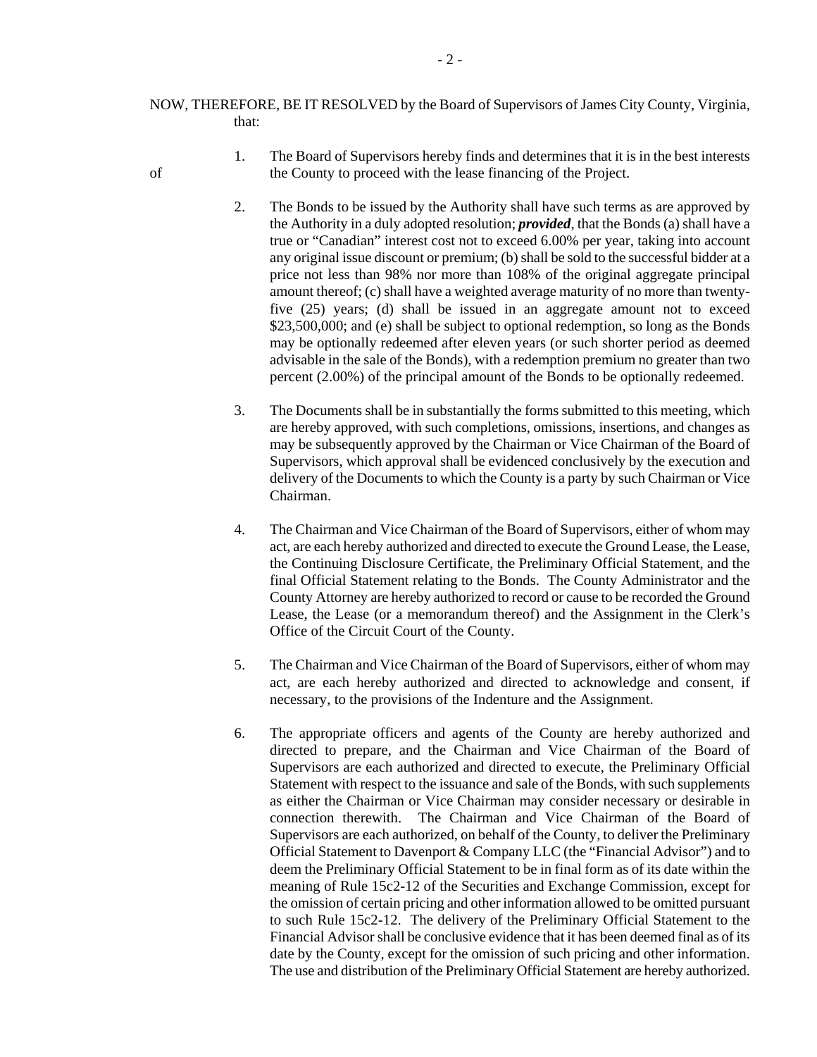NOW, THEREFORE, BE IT RESOLVED by the Board of Supervisors of James City County, Virginia, that:

1. The Board of Supervisors hereby finds and determines that it is in the best interests of the County to proceed with the lease financing of the Project.

2. The Bonds to be issued by the Authority shall have such terms as are approved by the Authority in a duly adopted resolution; ***provided***, that the Bonds (a) shall have a true or "Canadian" interest cost not to exceed 6.00% per year, taking into account any original issue discount or premium; (b) shall be sold to the successful bidder at a price not less than 98% nor more than 108% of the original aggregate principal amount thereof; (c) shall have a weighted average maturity of no more than twenty-five (25) years; (d) shall be issued in an aggregate amount not to exceed $23,500,000; and (e) shall be subject to optional redemption, so long as the Bonds may be optionally redeemed after eleven years (or such shorter period as deemed advisable in the sale of the Bonds), with a redemption premium no greater than two percent (2.00%) of the principal amount of the Bonds to be optionally redeemed.

3. The Documents shall be in substantially the forms submitted to this meeting, which are hereby approved, with such completions, omissions, insertions, and changes as may be subsequently approved by the Chairman or Vice Chairman of the Board of Supervisors, which approval shall be evidenced conclusively by the execution and delivery of the Documents to which the County is a party by such Chairman or Vice Chairman.

4. The Chairman and Vice Chairman of the Board of Supervisors, either of whom may act, are each hereby authorized and directed to execute the Ground Lease, the Lease, the Continuing Disclosure Certificate, the Preliminary Official Statement, and the final Official Statement relating to the Bonds. The County Administrator and the County Attorney are hereby authorized to record or cause to be recorded the Ground Lease, the Lease (or a memorandum thereof) and the Assignment in the Clerk's Office of the Circuit Court of the County.

5. The Chairman and Vice Chairman of the Board of Supervisors, either of whom may act, are each hereby authorized and directed to acknowledge and consent, if necessary, to the provisions of the Indenture and the Assignment.

6. The appropriate officers and agents of the County are hereby authorized and directed to prepare, and the Chairman and Vice Chairman of the Board of Supervisors are each authorized and directed to execute, the Preliminary Official Statement with respect to the issuance and sale of the Bonds, with such supplements as either the Chairman or Vice Chairman may consider necessary or desirable in connection therewith. The Chairman and Vice Chairman of the Board of Supervisors are each authorized, on behalf of the County, to deliver the Preliminary Official Statement to Davenport & Company LLC (the "Financial Advisor") and to deem the Preliminary Official Statement to be in final form as of its date within the meaning of Rule 15c2-12 of the Securities and Exchange Commission, except for the omission of certain pricing and other information allowed to be omitted pursuant to such Rule 15c2-12. The delivery of the Preliminary Official Statement to the Financial Advisor shall be conclusive evidence that it has been deemed final as of its date by the County, except for the omission of such pricing and other information. The use and distribution of the Preliminary Official Statement are hereby authorized.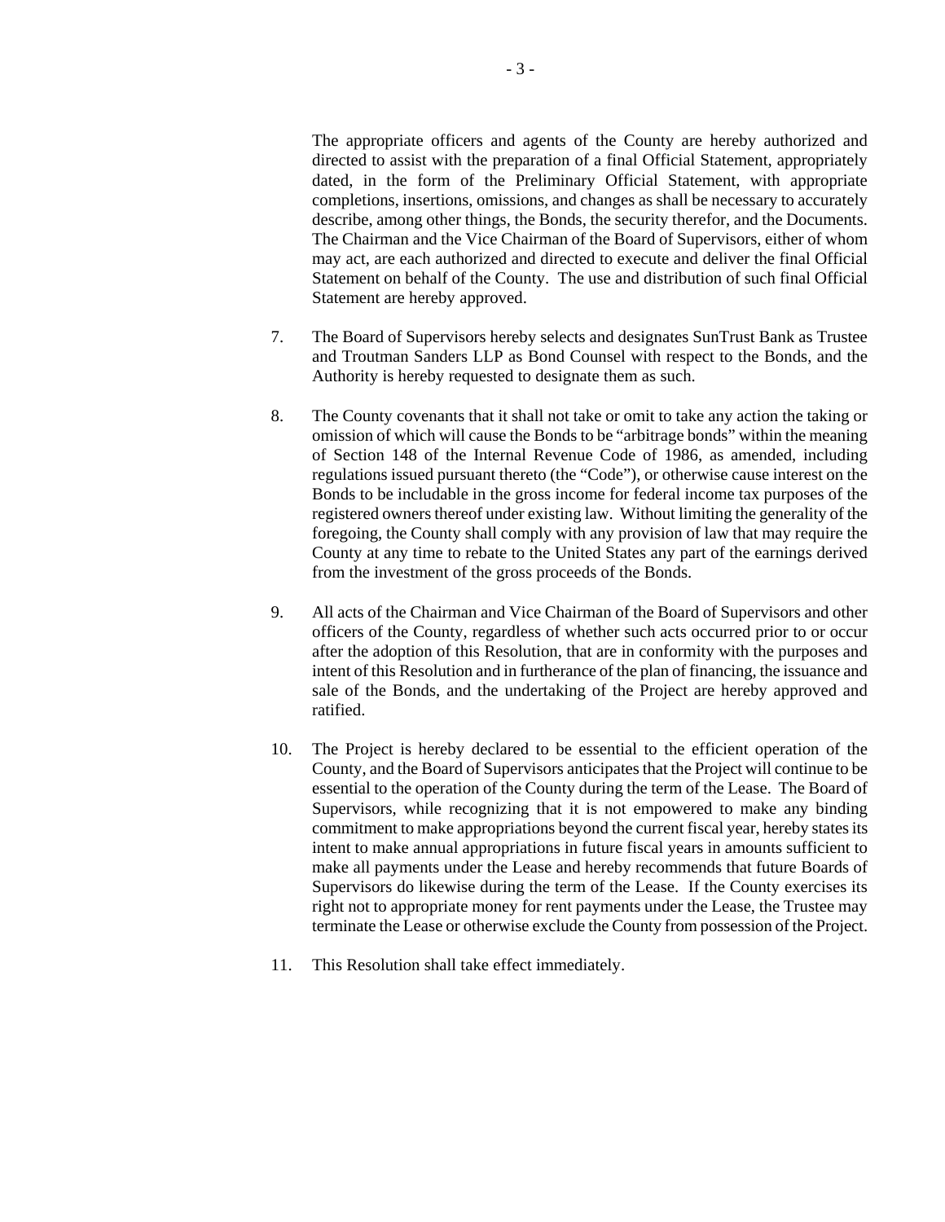The appropriate officers and agents of the County are hereby authorized and directed to assist with the preparation of a final Official Statement, appropriately dated, in the form of the Preliminary Official Statement, with appropriate completions, insertions, omissions, and changes as shall be necessary to accurately describe, among other things, the Bonds, the security therefor, and the Documents. The Chairman and the Vice Chairman of the Board of Supervisors, either of whom may act, are each authorized and directed to execute and deliver the final Official Statement on behalf of the County. The use and distribution of such final Official Statement are hereby approved.

7. The Board of Supervisors hereby selects and designates SunTrust Bank as Trustee and Troutman Sanders LLP as Bond Counsel with respect to the Bonds, and the Authority is hereby requested to designate them as such.

8. The County covenants that it shall not take or omit to take any action the taking or omission of which will cause the Bonds to be "arbitrage bonds" within the meaning of Section 148 of the Internal Revenue Code of 1986, as amended, including regulations issued pursuant thereto (the "Code"), or otherwise cause interest on the Bonds to be includable in the gross income for federal income tax purposes of the registered owners thereof under existing law. Without limiting the generality of the foregoing, the County shall comply with any provision of law that may require the County at any time to rebate to the United States any part of the earnings derived from the investment of the gross proceeds of the Bonds.

9. All acts of the Chairman and Vice Chairman of the Board of Supervisors and other officers of the County, regardless of whether such acts occurred prior to or occur after the adoption of this Resolution, that are in conformity with the purposes and intent of this Resolution and in furtherance of the plan of financing, the issuance and sale of the Bonds, and the undertaking of the Project are hereby approved and ratified.

10. The Project is hereby declared to be essential to the efficient operation of the County, and the Board of Supervisors anticipates that the Project will continue to be essential to the operation of the County during the term of the Lease. The Board of Supervisors, while recognizing that it is not empowered to make any binding commitment to make appropriations beyond the current fiscal year, hereby states its intent to make annual appropriations in future fiscal years in amounts sufficient to make all payments under the Lease and hereby recommends that future Boards of Supervisors do likewise during the term of the Lease. If the County exercises its right not to appropriate money for rent payments under the Lease, the Trustee may terminate the Lease or otherwise exclude the County from possession of the Project.

11. This Resolution shall take effect immediately.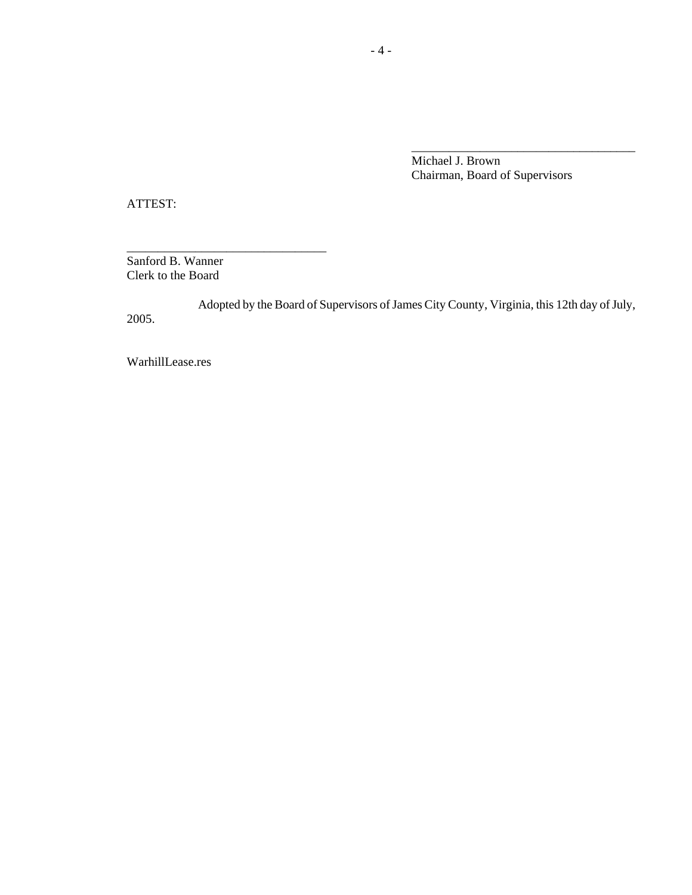\_\_\_\_\_\_\_\_\_\_\_\_\_\_\_\_\_\_\_\_\_\_\_\_\_\_\_\_\_\_\_\_\_\_\_\_

Michael J. Brown
Chairman, Board of Supervisors

ATTEST:

\_\_\_\_\_\_\_\_\_\_\_\_\_\_\_\_\_\_\_\_\_\_\_\_\_\_\_\_\_\_\_\_

Sanford B. Wanner
Clerk to the Board

Adopted by the Board of Supervisors of James City County, Virginia, this 12th day of July, 2005.

WarhillLease.res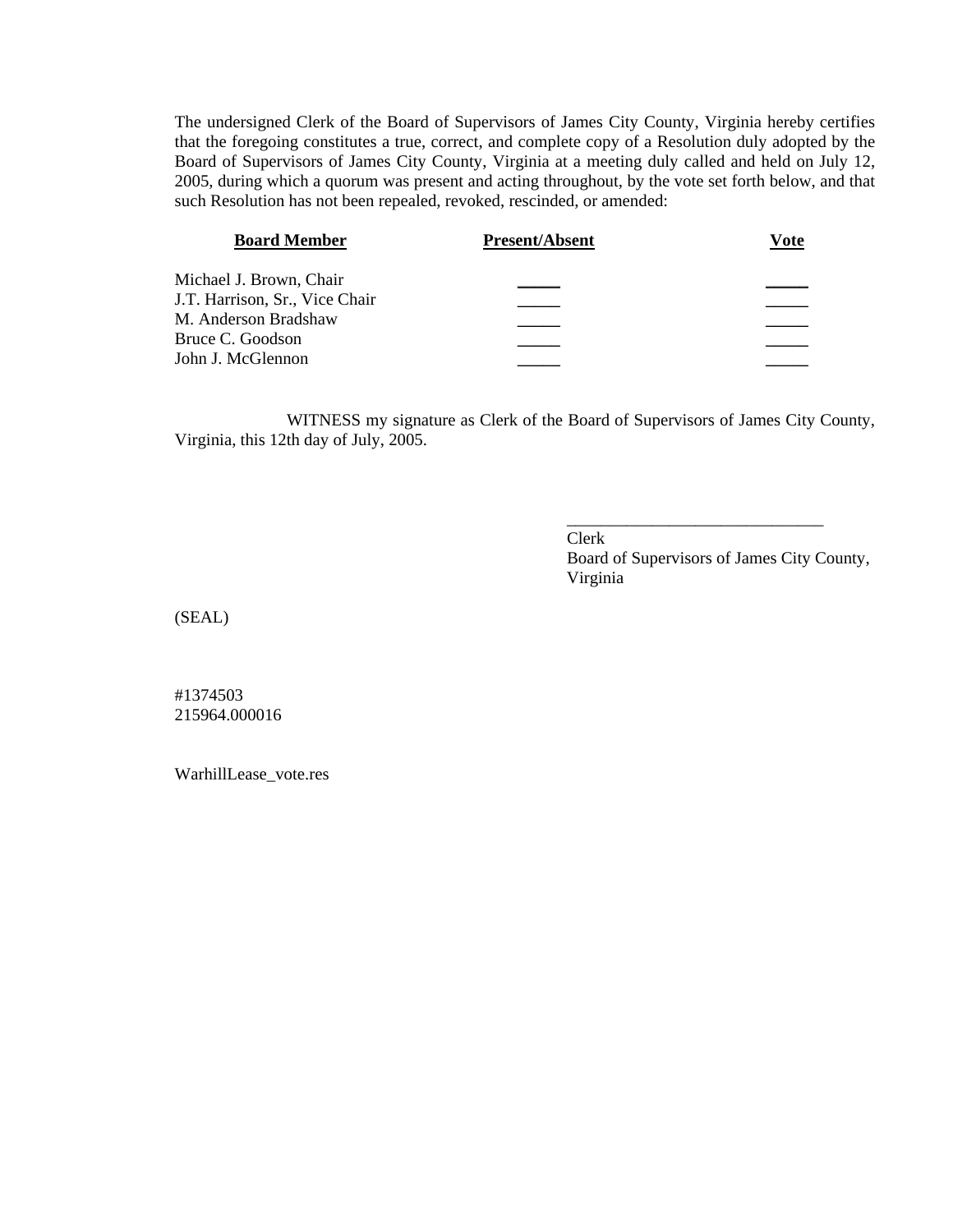The undersigned Clerk of the Board of Supervisors of James City County, Virginia hereby certifies that the foregoing constitutes a true, correct, and complete copy of a Resolution duly adopted by the Board of Supervisors of James City County, Virginia at a meeting duly called and held on July 12, 2005, during which a quorum was present and acting throughout, by the vote set forth below, and that such Resolution has not been repealed, revoked, rescinded, or amended:

| **Board Member** | **Present/Absent** | **Vote** |
|---|---|---|
| Michael J. Brown, Chair | _____ | _____ |
| J.T. Harrison, Sr., Vice Chair | _____ | _____ |
| M. Anderson Bradshaw | _____ | _____ |
| Bruce C. Goodson | _____ | _____ |
| John J. McGlennon | _____ | _____ |

WITNESS my signature as Clerk of the Board of Supervisors of James City County, Virginia, this 12th day of July, 2005.

_______________________________
Clerk
Board of Supervisors of James City County, Virginia

(SEAL)

#1374503
215964.000016

WarhillLease_vote.res